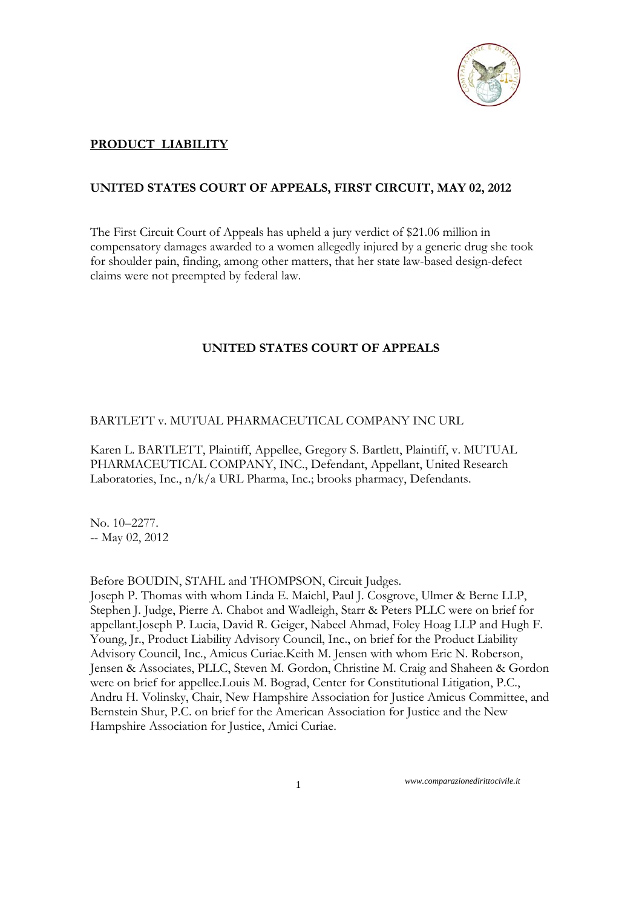**PRODUCT LIABILITY**

**UNITED STATES COURT OF APPEALS, FIRST CIRCUIT, MAY 02, 2012**

The First Circuit Court of Appeals has upheld a jury verdict of $21.06 million in compensatory damages awarded to a women allegedly injured by a generic drug she took for shoulder pain, finding, among other matters, that her state law-based design-defect claims were not preempted by federal law.

**UNITED STATES COURT OF APPEALS**

BARTLETT v. MUTUAL PHARMACEUTICAL COMPANY INC URL

Karen L. BARTLETT, Plaintiff, Appellee, Gregory S. Bartlett, Plaintiff, v. MUTUAL PHARMACEUTICAL COMPANY, INC., Defendant, Appellant, United Research Laboratories, Inc., n/k/a URL Pharma, Inc.; brooks pharmacy, Defendants.

No. 10–2277.
-- May 02, 2012

Before BOUDIN, STAHL and THOMPSON, Circuit Judges.
Joseph P. Thomas with whom Linda E. Maichl, Paul J. Cosgrove, Ulmer & Berne LLP, Stephen J. Judge, Pierre A. Chabot and Wadleigh, Starr & Peters PLLC were on brief for appellant.Joseph P. Lucia, David R. Geiger, Nabeel Ahmad, Foley Hoag LLP and Hugh F. Young, Jr., Product Liability Advisory Council, Inc., on brief for the Product Liability Advisory Council, Inc., Amicus Curiae.Keith M. Jensen with whom Eric N. Roberson, Jensen & Associates, PLLC, Steven M. Gordon, Christine M. Craig and Shaheen & Gordon were on brief for appellee.Louis M. Bograd, Center for Constitutional Litigation, P.C., Andru H. Volinsky, Chair, New Hampshire Association for Justice Amicus Committee, and Bernstein Shur, P.C. on brief for the American Association for Justice and the New Hampshire Association for Justice, Amici Curiae.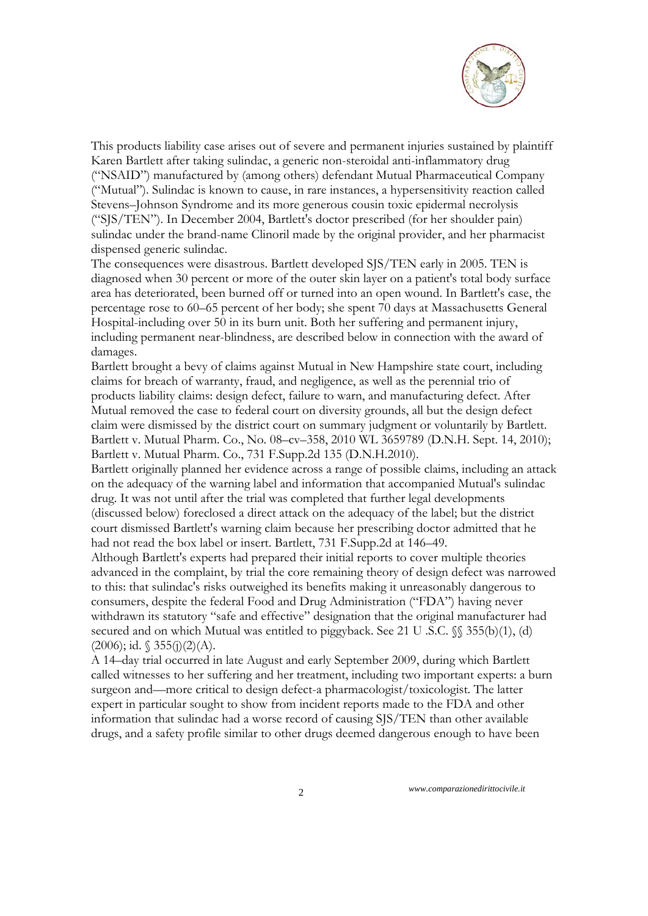This products liability case arises out of severe and permanent injuries sustained by plaintiff Karen Bartlett after taking sulindac, a generic non-steroidal anti-inflammatory drug ("NSAID") manufactured by (among others) defendant Mutual Pharmaceutical Company ("Mutual"). Sulindac is known to cause, in rare instances, a hypersensitivity reaction called Stevens–Johnson Syndrome and its more generous cousin toxic epidermal necrolysis ("SJS/TEN"). In December 2004, Bartlett's doctor prescribed (for her shoulder pain) sulindac under the brand-name Clinoril made by the original provider, and her pharmacist dispensed generic sulindac.

The consequences were disastrous. Bartlett developed SJS/TEN early in 2005. TEN is diagnosed when 30 percent or more of the outer skin layer on a patient's total body surface area has deteriorated, been burned off or turned into an open wound. In Bartlett's case, the percentage rose to 60–65 percent of her body; she spent 70 days at Massachusetts General Hospital-including over 50 in its burn unit. Both her suffering and permanent injury, including permanent near-blindness, are described below in connection with the award of damages.

Bartlett brought a bevy of claims against Mutual in New Hampshire state court, including claims for breach of warranty, fraud, and negligence, as well as the perennial trio of products liability claims: design defect, failure to warn, and manufacturing defect. After Mutual removed the case to federal court on diversity grounds, all but the design defect claim were dismissed by the district court on summary judgment or voluntarily by Bartlett. Bartlett v. Mutual Pharm. Co., No. 08–cv–358, 2010 WL 3659789 (D.N.H. Sept. 14, 2010); Bartlett v. Mutual Pharm. Co., 731 F.Supp.2d 135 (D.N.H.2010).

Bartlett originally planned her evidence across a range of possible claims, including an attack on the adequacy of the warning label and information that accompanied Mutual's sulindac drug. It was not until after the trial was completed that further legal developments (discussed below) foreclosed a direct attack on the adequacy of the label; but the district court dismissed Bartlett's warning claim because her prescribing doctor admitted that he had not read the box label or insert. Bartlett, 731 F.Supp.2d at 146–49.

Although Bartlett's experts had prepared their initial reports to cover multiple theories advanced in the complaint, by trial the core remaining theory of design defect was narrowed to this: that sulindac's risks outweighed its benefits making it unreasonably dangerous to consumers, despite the federal Food and Drug Administration ("FDA") having never withdrawn its statutory "safe and effective" designation that the original manufacturer had secured and on which Mutual was entitled to piggyback. See 21 U .S.C. §§ 355(b)(1), (d) (2006); id. § 355(j)(2)(A).

A 14–day trial occurred in late August and early September 2009, during which Bartlett called witnesses to her suffering and her treatment, including two important experts: a burn surgeon and—more critical to design defect-a pharmacologist/toxicologist. The latter expert in particular sought to show from incident reports made to the FDA and other information that sulindac had a worse record of causing SJS/TEN than other available drugs, and a safety profile similar to other drugs deemed dangerous enough to have been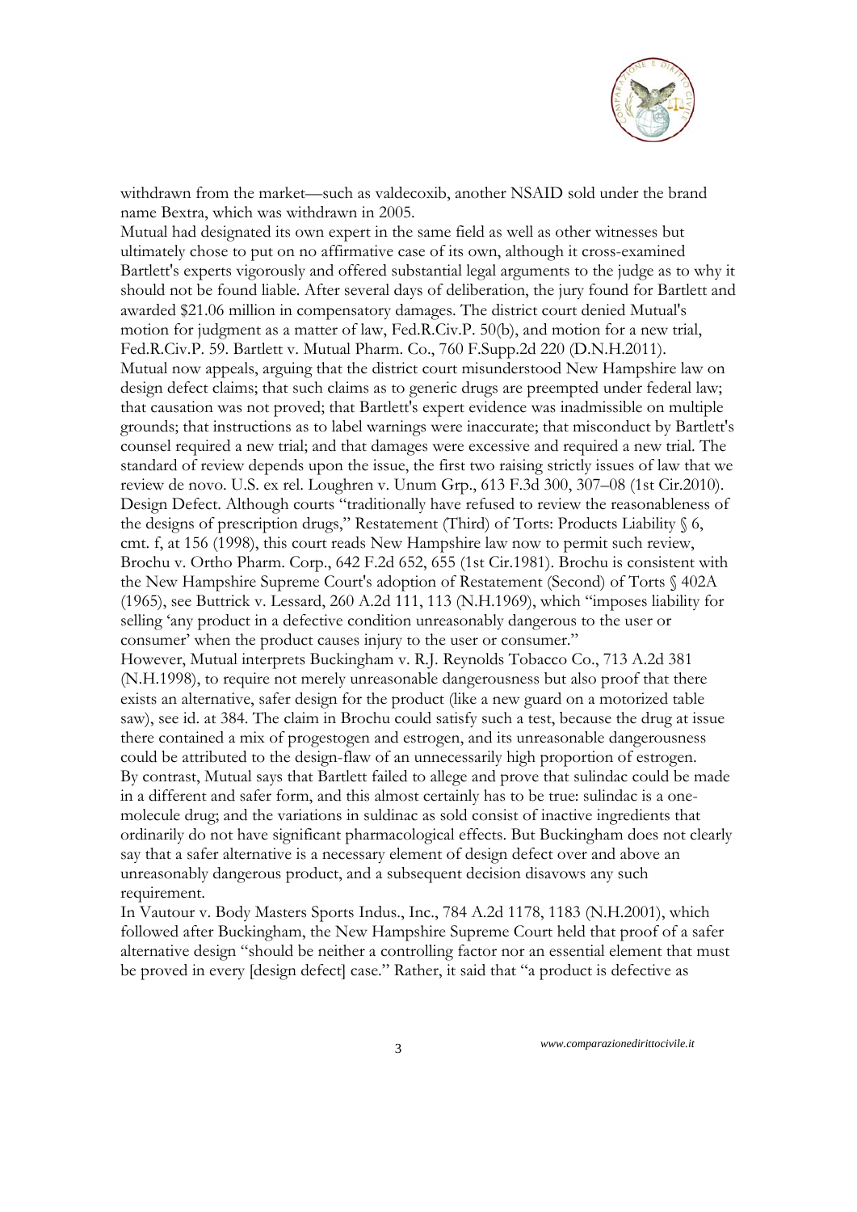withdrawn from the market—such as valdecoxib, another NSAID sold under the brand name Bextra, which was withdrawn in 2005.

Mutual had designated its own expert in the same field as well as other witnesses but ultimately chose to put on no affirmative case of its own, although it cross-examined Bartlett's experts vigorously and offered substantial legal arguments to the judge as to why it should not be found liable. After several days of deliberation, the jury found for Bartlett and awarded $21.06 million in compensatory damages. The district court denied Mutual's motion for judgment as a matter of law, Fed.R.Civ.P. 50(b), and motion for a new trial, Fed.R.Civ.P. 59. Bartlett v. Mutual Pharm. Co., 760 F.Supp.2d 220 (D.N.H.2011).

Mutual now appeals, arguing that the district court misunderstood New Hampshire law on design defect claims; that such claims as to generic drugs are preempted under federal law; that causation was not proved; that Bartlett's expert evidence was inadmissible on multiple grounds; that instructions as to label warnings were inaccurate; that misconduct by Bartlett's counsel required a new trial; and that damages were excessive and required a new trial. The standard of review depends upon the issue, the first two raising strictly issues of law that we review de novo. U.S. ex rel. Loughren v. Unum Grp., 613 F.3d 300, 307–08 (1st Cir.2010).

Design Defect. Although courts "traditionally have refused to review the reasonableness of the designs of prescription drugs," Restatement (Third) of Torts: Products Liability § 6, cmt. f, at 156 (1998), this court reads New Hampshire law now to permit such review, Brochu v. Ortho Pharm. Corp., 642 F.2d 652, 655 (1st Cir.1981). Brochu is consistent with the New Hampshire Supreme Court's adoption of Restatement (Second) of Torts § 402A (1965), see Buttrick v. Lessard, 260 A.2d 111, 113 (N.H.1969), which "imposes liability for selling 'any product in a defective condition unreasonably dangerous to the user or consumer' when the product causes injury to the user or consumer."

However, Mutual interprets Buckingham v. R.J. Reynolds Tobacco Co., 713 A.2d 381 (N.H.1998), to require not merely unreasonable dangerousness but also proof that there exists an alternative, safer design for the product (like a new guard on a motorized table saw), see id. at 384. The claim in Brochu could satisfy such a test, because the drug at issue there contained a mix of progestogen and estrogen, and its unreasonable dangerousness could be attributed to the design-flaw of an unnecessarily high proportion of estrogen.

By contrast, Mutual says that Bartlett failed to allege and prove that sulindac could be made in a different and safer form, and this almost certainly has to be true: sulindac is a one-molecule drug; and the variations in suldinac as sold consist of inactive ingredients that ordinarily do not have significant pharmacological effects. But Buckingham does not clearly say that a safer alternative is a necessary element of design defect over and above an unreasonably dangerous product, and a subsequent decision disavows any such requirement.

In Vautour v. Body Masters Sports Indus., Inc., 784 A.2d 1178, 1183 (N.H.2001), which followed after Buckingham, the New Hampshire Supreme Court held that proof of a safer alternative design "should be neither a controlling factor nor an essential element that must be proved in every [design defect] case." Rather, it said that "a product is defective as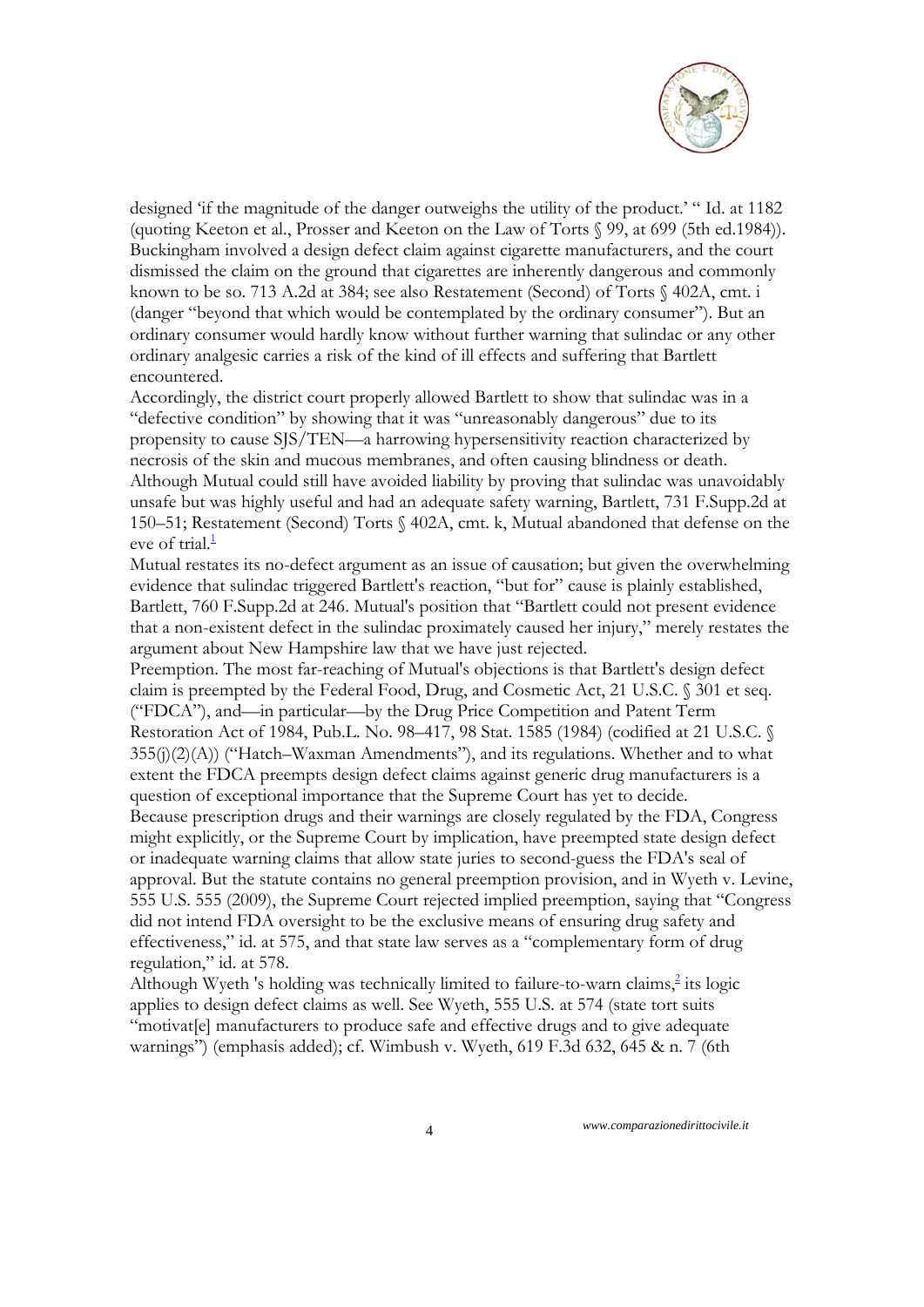designed 'if the magnitude of the danger outweighs the utility of the product.' " Id. at 1182 (quoting Keeton et al., Prosser and Keeton on the Law of Torts § 99, at 699 (5th ed.1984)). Buckingham involved a design defect claim against cigarette manufacturers, and the court dismissed the claim on the ground that cigarettes are inherently dangerous and commonly known to be so. 713 A.2d at 384; see also Restatement (Second) of Torts § 402A, cmt. i (danger "beyond that which would be contemplated by the ordinary consumer"). But an ordinary consumer would hardly know without further warning that sulindac or any other ordinary analgesic carries a risk of the kind of ill effects and suffering that Bartlett encountered.

Accordingly, the district court properly allowed Bartlett to show that sulindac was in a "defective condition" by showing that it was "unreasonably dangerous" due to its propensity to cause SJS/TEN—a harrowing hypersensitivity reaction characterized by necrosis of the skin and mucous membranes, and often causing blindness or death. Although Mutual could still have avoided liability by proving that sulindac was unavoidably unsafe but was highly useful and had an adequate safety warning, Bartlett, 731 F.Supp.2d at 150–51; Restatement (Second) Torts § 402A, cmt. k, Mutual abandoned that defense on the eve of trial.[1]

Mutual restates its no-defect argument as an issue of causation; but given the overwhelming evidence that sulindac triggered Bartlett's reaction, "but for" cause is plainly established, Bartlett, 760 F.Supp.2d at 246. Mutual's position that "Bartlett could not present evidence that a non-existent defect in the sulindac proximately caused her injury," merely restates the argument about New Hampshire law that we have just rejected.

Preemption. The most far-reaching of Mutual's objections is that Bartlett's design defect claim is preempted by the Federal Food, Drug, and Cosmetic Act, 21 U.S.C. § 301 et seq. ("FDCA"), and—in particular—by the Drug Price Competition and Patent Term Restoration Act of 1984, Pub.L. No. 98–417, 98 Stat. 1585 (1984) (codified at 21 U.S.C. § 355(j)(2)(A)) ("Hatch–Waxman Amendments"), and its regulations. Whether and to what extent the FDCA preempts design defect claims against generic drug manufacturers is a question of exceptional importance that the Supreme Court has yet to decide.

Because prescription drugs and their warnings are closely regulated by the FDA, Congress might explicitly, or the Supreme Court by implication, have preempted state design defect or inadequate warning claims that allow state juries to second-guess the FDA's seal of approval. But the statute contains no general preemption provision, and in Wyeth v. Levine, 555 U.S. 555 (2009), the Supreme Court rejected implied preemption, saying that "Congress did not intend FDA oversight to be the exclusive means of ensuring drug safety and effectiveness," id. at 575, and that state law serves as a "complementary form of drug regulation," id. at 578.

Although Wyeth 's holding was technically limited to failure-to-warn claims,[2] its logic applies to design defect claims as well. See Wyeth, 555 U.S. at 574 (state tort suits "motivat[e] manufacturers to produce safe and effective drugs and to give adequate warnings") (emphasis added); cf. Wimbush v. Wyeth, 619 F.3d 632, 645 & n. 7 (6th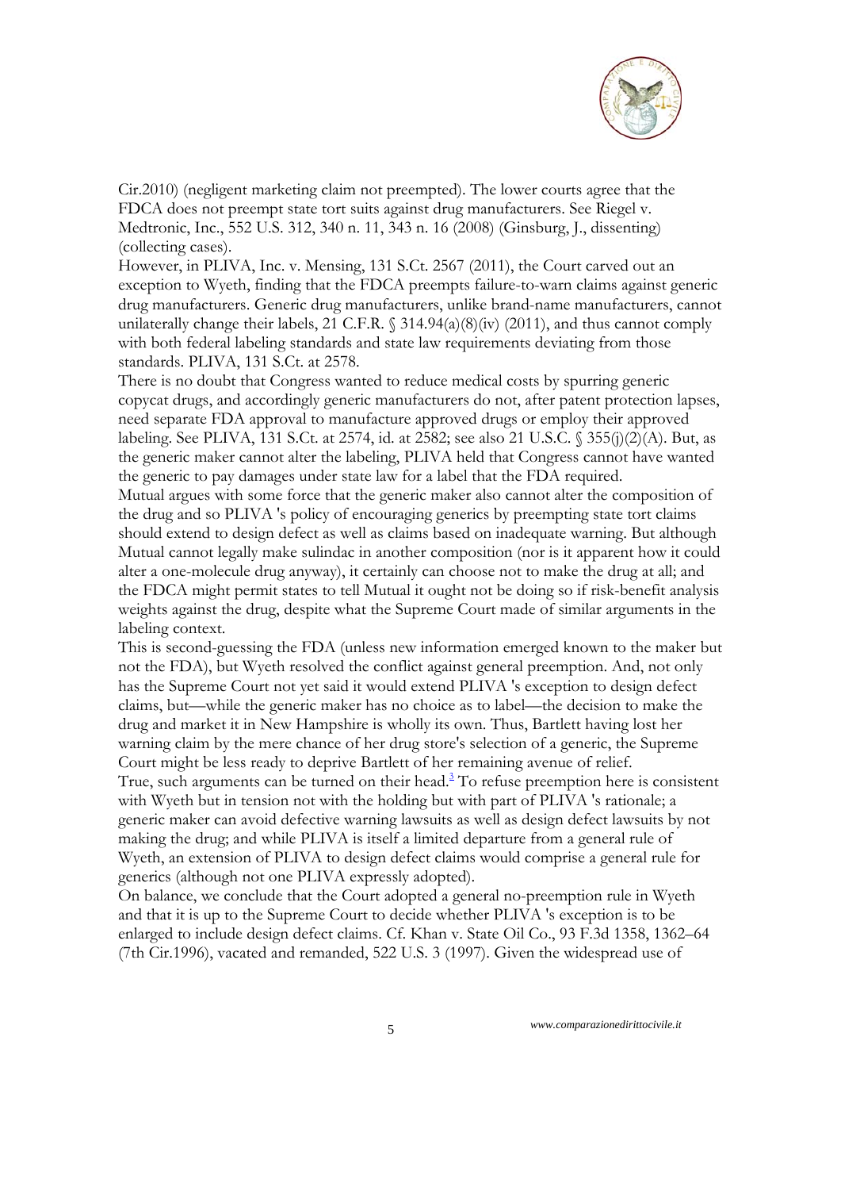Cir.2010) (negligent marketing claim not preempted). The lower courts agree that the FDCA does not preempt state tort suits against drug manufacturers. See Riegel v. Medtronic, Inc., 552 U.S. 312, 340 n. 11, 343 n. 16 (2008) (Ginsburg, J., dissenting) (collecting cases).

However, in PLIVA, Inc. v. Mensing, 131 S.Ct. 2567 (2011), the Court carved out an exception to Wyeth, finding that the FDCA preempts failure-to-warn claims against generic drug manufacturers. Generic drug manufacturers, unlike brand-name manufacturers, cannot unilaterally change their labels, 21 C.F.R. § 314.94(a)(8)(iv) (2011), and thus cannot comply with both federal labeling standards and state law requirements deviating from those standards. PLIVA, 131 S.Ct. at 2578.

There is no doubt that Congress wanted to reduce medical costs by spurring generic copycat drugs, and accordingly generic manufacturers do not, after patent protection lapses, need separate FDA approval to manufacture approved drugs or employ their approved labeling. See PLIVA, 131 S.Ct. at 2574, id. at 2582; see also 21 U.S.C. § 355(j)(2)(A). But, as the generic maker cannot alter the labeling, PLIVA held that Congress cannot have wanted the generic to pay damages under state law for a label that the FDA required.

Mutual argues with some force that the generic maker also cannot alter the composition of the drug and so PLIVA 's policy of encouraging generics by preempting state tort claims should extend to design defect as well as claims based on inadequate warning. But although Mutual cannot legally make sulindac in another composition (nor is it apparent how it could alter a one-molecule drug anyway), it certainly can choose not to make the drug at all; and the FDCA might permit states to tell Mutual it ought not be doing so if risk-benefit analysis weights against the drug, despite what the Supreme Court made of similar arguments in the labeling context.

This is second-guessing the FDA (unless new information emerged known to the maker but not the FDA), but Wyeth resolved the conflict against general preemption. And, not only has the Supreme Court not yet said it would extend PLIVA 's exception to design defect claims, but—while the generic maker has no choice as to label—the decision to make the drug and market it in New Hampshire is wholly its own. Thus, Bartlett having lost her warning claim by the mere chance of her drug store's selection of a generic, the Supreme Court might be less ready to deprive Bartlett of her remaining avenue of relief.

True, such arguments can be turned on their head.[3] To refuse preemption here is consistent with Wyeth but in tension not with the holding but with part of PLIVA 's rationale; a generic maker can avoid defective warning lawsuits as well as design defect lawsuits by not making the drug; and while PLIVA is itself a limited departure from a general rule of Wyeth, an extension of PLIVA to design defect claims would comprise a general rule for generics (although not one PLIVA expressly adopted).

On balance, we conclude that the Court adopted a general no-preemption rule in Wyeth and that it is up to the Supreme Court to decide whether PLIVA 's exception is to be enlarged to include design defect claims. Cf. Khan v. State Oil Co., 93 F.3d 1358, 1362–64 (7th Cir.1996), vacated and remanded, 522 U.S. 3 (1997). Given the widespread use of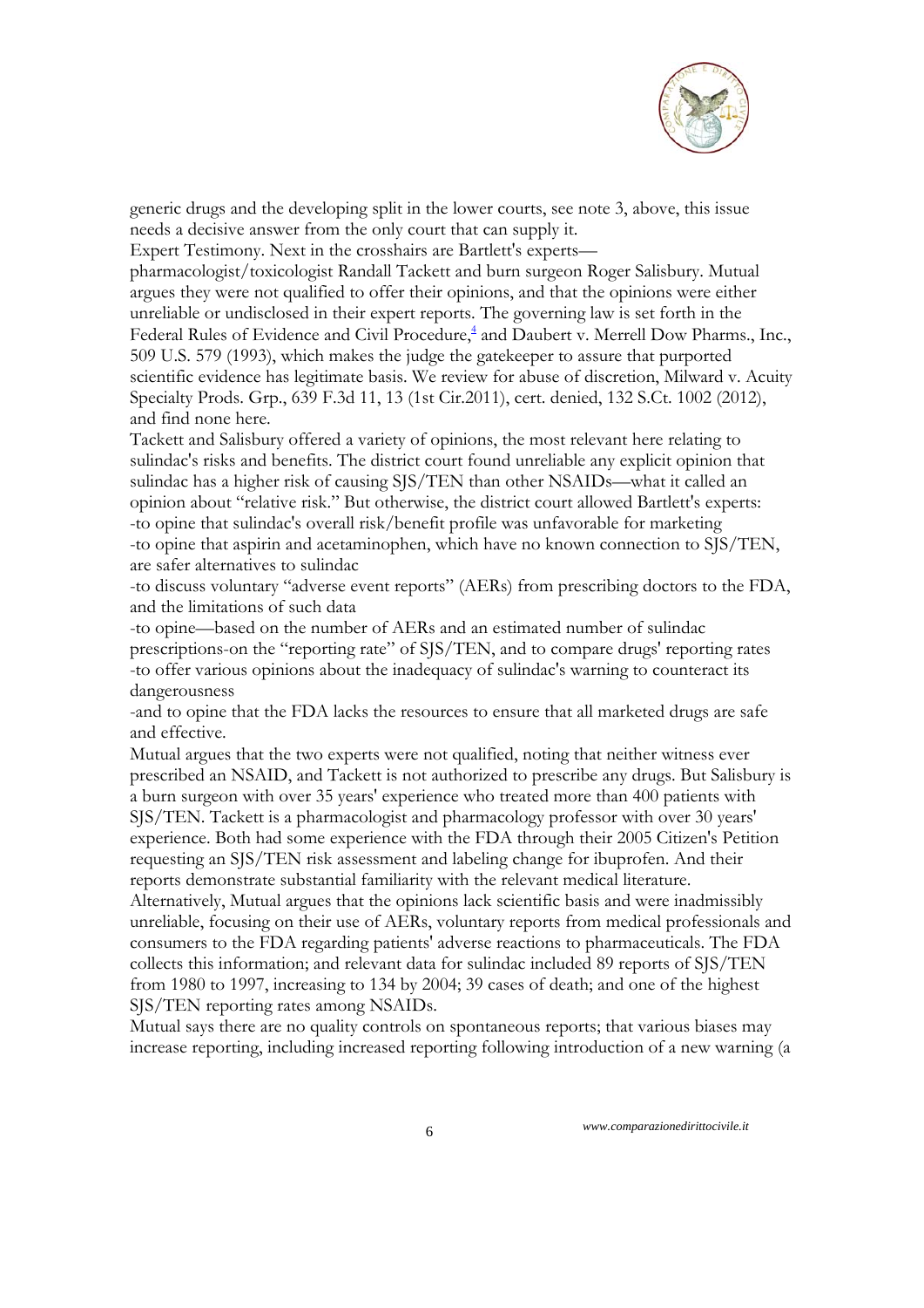generic drugs and the developing split in the lower courts, see note 3, above, this issue needs a decisive answer from the only court that can supply it.

Expert Testimony. Next in the crosshairs are Bartlett's experts—

pharmacologist/toxicologist Randall Tackett and burn surgeon Roger Salisbury. Mutual argues they were not qualified to offer their opinions, and that the opinions were either unreliable or undisclosed in their expert reports. The governing law is set forth in the Federal Rules of Evidence and Civil Procedure,[4] and Daubert v. Merrell Dow Pharms., Inc., 509 U.S. 579 (1993), which makes the judge the gatekeeper to assure that purported scientific evidence has legitimate basis. We review for abuse of discretion, Milward v. Acuity Specialty Prods. Grp., 639 F.3d 11, 13 (1st Cir.2011), cert. denied, 132 S.Ct. 1002 (2012), and find none here.

Tackett and Salisbury offered a variety of opinions, the most relevant here relating to sulindac's risks and benefits. The district court found unreliable any explicit opinion that sulindac has a higher risk of causing SJS/TEN than other NSAIDs—what it called an opinion about "relative risk." But otherwise, the district court allowed Bartlett's experts:

-to opine that sulindac's overall risk/benefit profile was unfavorable for marketing

-to opine that aspirin and acetaminophen, which have no known connection to SJS/TEN, are safer alternatives to sulindac

-to discuss voluntary "adverse event reports" (AERs) from prescribing doctors to the FDA, and the limitations of such data

-to opine—based on the number of AERs and an estimated number of sulindac prescriptions-on the "reporting rate" of SJS/TEN, and to compare drugs' reporting rates

-to offer various opinions about the inadequacy of sulindac's warning to counteract its dangerousness

-and to opine that the FDA lacks the resources to ensure that all marketed drugs are safe and effective.

Mutual argues that the two experts were not qualified, noting that neither witness ever prescribed an NSAID, and Tackett is not authorized to prescribe any drugs. But Salisbury is a burn surgeon with over 35 years' experience who treated more than 400 patients with SJS/TEN. Tackett is a pharmacologist and pharmacology professor with over 30 years' experience. Both had some experience with the FDA through their 2005 Citizen's Petition requesting an SJS/TEN risk assessment and labeling change for ibuprofen. And their reports demonstrate substantial familiarity with the relevant medical literature.

Alternatively, Mutual argues that the opinions lack scientific basis and were inadmissibly unreliable, focusing on their use of AERs, voluntary reports from medical professionals and consumers to the FDA regarding patients' adverse reactions to pharmaceuticals. The FDA collects this information; and relevant data for sulindac included 89 reports of SJS/TEN from 1980 to 1997, increasing to 134 by 2004; 39 cases of death; and one of the highest SJS/TEN reporting rates among NSAIDs.

Mutual says there are no quality controls on spontaneous reports; that various biases may increase reporting, including increased reporting following introduction of a new warning (a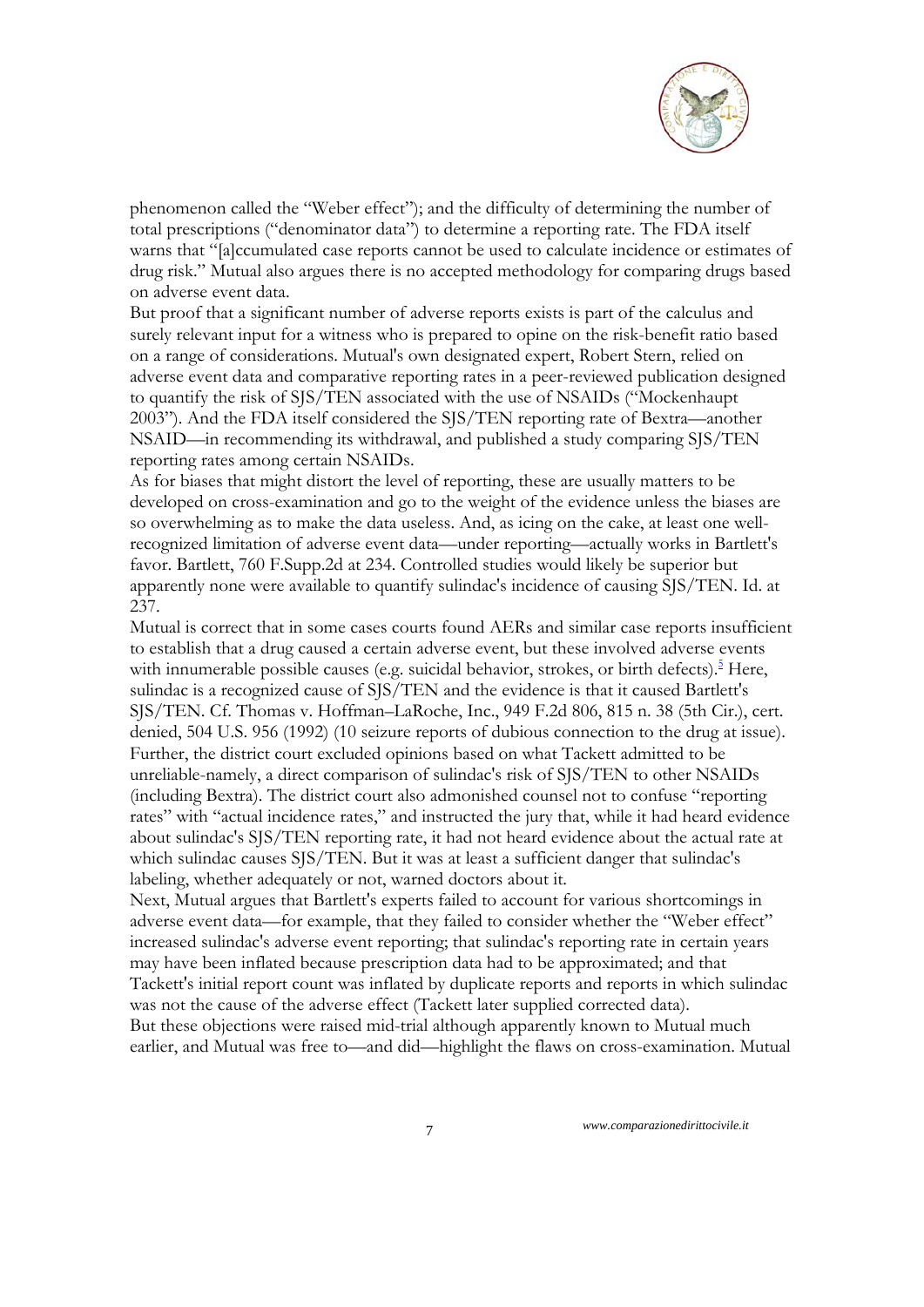phenomenon called the "Weber effect"); and the difficulty of determining the number of total prescriptions ("denominator data") to determine a reporting rate. The FDA itself warns that "[a]ccumulated case reports cannot be used to calculate incidence or estimates of drug risk." Mutual also argues there is no accepted methodology for comparing drugs based on adverse event data.

But proof that a significant number of adverse reports exists is part of the calculus and surely relevant input for a witness who is prepared to opine on the risk-benefit ratio based on a range of considerations. Mutual's own designated expert, Robert Stern, relied on adverse event data and comparative reporting rates in a peer-reviewed publication designed to quantify the risk of SJS/TEN associated with the use of NSAIDs ("Mockenhaupt 2003"). And the FDA itself considered the SJS/TEN reporting rate of Bextra—another NSAID—in recommending its withdrawal, and published a study comparing SJS/TEN reporting rates among certain NSAIDs.

As for biases that might distort the level of reporting, these are usually matters to be developed on cross-examination and go to the weight of the evidence unless the biases are so overwhelming as to make the data useless. And, as icing on the cake, at least one well-recognized limitation of adverse event data—under reporting—actually works in Bartlett's favor. Bartlett, 760 F.Supp.2d at 234. Controlled studies would likely be superior but apparently none were available to quantify sulindac's incidence of causing SJS/TEN. Id. at 237.

Mutual is correct that in some cases courts found AERs and similar case reports insufficient to establish that a drug caused a certain adverse event, but these involved adverse events with innumerable possible causes (e.g. suicidal behavior, strokes, or birth defects).[5] Here, sulindac is a recognized cause of SJS/TEN and the evidence is that it caused Bartlett's SJS/TEN. Cf. Thomas v. Hoffman–LaRoche, Inc., 949 F.2d 806, 815 n. 38 (5th Cir.), cert. denied, 504 U.S. 956 (1992) (10 seizure reports of dubious connection to the drug at issue). Further, the district court excluded opinions based on what Tackett admitted to be unreliable-namely, a direct comparison of sulindac's risk of SJS/TEN to other NSAIDs (including Bextra). The district court also admonished counsel not to confuse "reporting rates" with "actual incidence rates," and instructed the jury that, while it had heard evidence about sulindac's SJS/TEN reporting rate, it had not heard evidence about the actual rate at which sulindac causes SJS/TEN. But it was at least a sufficient danger that sulindac's labeling, whether adequately or not, warned doctors about it.

Next, Mutual argues that Bartlett's experts failed to account for various shortcomings in adverse event data—for example, that they failed to consider whether the "Weber effect" increased sulindac's adverse event reporting; that sulindac's reporting rate in certain years may have been inflated because prescription data had to be approximated; and that Tackett's initial report count was inflated by duplicate reports and reports in which sulindac was not the cause of the adverse effect (Tackett later supplied corrected data).

But these objections were raised mid-trial although apparently known to Mutual much earlier, and Mutual was free to—and did—highlight the flaws on cross-examination. Mutual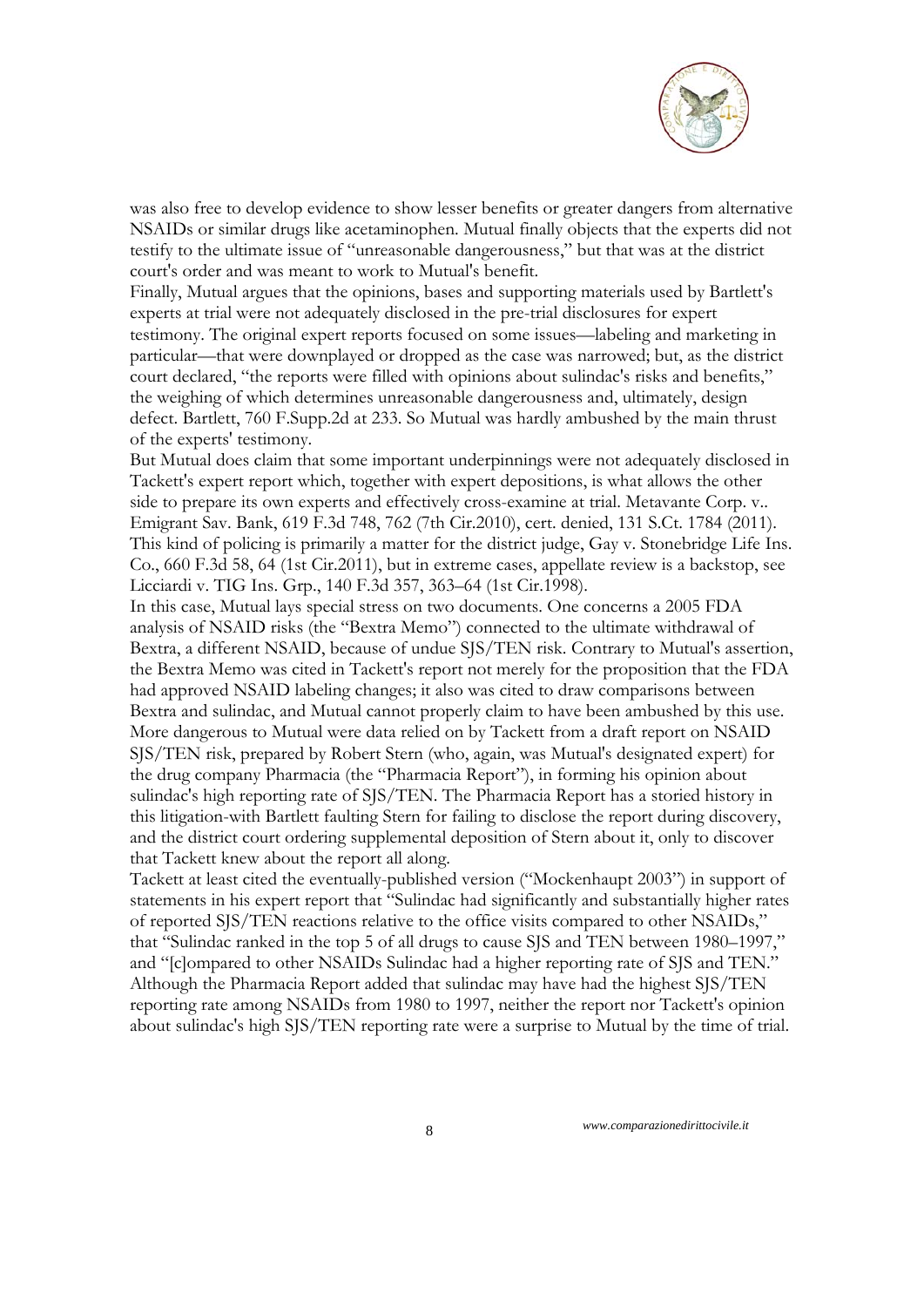was also free to develop evidence to show lesser benefits or greater dangers from alternative NSAIDs or similar drugs like acetaminophen. Mutual finally objects that the experts did not testify to the ultimate issue of "unreasonable dangerousness," but that was at the district court's order and was meant to work to Mutual's benefit.

Finally, Mutual argues that the opinions, bases and supporting materials used by Bartlett's experts at trial were not adequately disclosed in the pre-trial disclosures for expert testimony. The original expert reports focused on some issues—labeling and marketing in particular—that were downplayed or dropped as the case was narrowed; but, as the district court declared, "the reports were filled with opinions about sulindac's risks and benefits," the weighing of which determines unreasonable dangerousness and, ultimately, design defect. Bartlett, 760 F.Supp.2d at 233. So Mutual was hardly ambushed by the main thrust of the experts' testimony.

But Mutual does claim that some important underpinnings were not adequately disclosed in Tackett's expert report which, together with expert depositions, is what allows the other side to prepare its own experts and effectively cross-examine at trial. Metavante Corp. v.. Emigrant Sav. Bank, 619 F.3d 748, 762 (7th Cir.2010), cert. denied, 131 S.Ct. 1784 (2011). This kind of policing is primarily a matter for the district judge, Gay v. Stonebridge Life Ins. Co., 660 F.3d 58, 64 (1st Cir.2011), but in extreme cases, appellate review is a backstop, see Licciardi v. TIG Ins. Grp., 140 F.3d 357, 363–64 (1st Cir.1998).

In this case, Mutual lays special stress on two documents. One concerns a 2005 FDA analysis of NSAID risks (the "Bextra Memo") connected to the ultimate withdrawal of Bextra, a different NSAID, because of undue SJS/TEN risk. Contrary to Mutual's assertion, the Bextra Memo was cited in Tackett's report not merely for the proposition that the FDA had approved NSAID labeling changes; it also was cited to draw comparisons between Bextra and sulindac, and Mutual cannot properly claim to have been ambushed by this use.

More dangerous to Mutual were data relied on by Tackett from a draft report on NSAID SJS/TEN risk, prepared by Robert Stern (who, again, was Mutual's designated expert) for the drug company Pharmacia (the "Pharmacia Report"), in forming his opinion about sulindac's high reporting rate of SJS/TEN. The Pharmacia Report has a storied history in this litigation-with Bartlett faulting Stern for failing to disclose the report during discovery, and the district court ordering supplemental deposition of Stern about it, only to discover that Tackett knew about the report all along.

Tackett at least cited the eventually-published version ("Mockenhaupt 2003") in support of statements in his expert report that "Sulindac had significantly and substantially higher rates of reported SJS/TEN reactions relative to the office visits compared to other NSAIDs," that "Sulindac ranked in the top 5 of all drugs to cause SJS and TEN between 1980–1997," and "[c]ompared to other NSAIDs Sulindac had a higher reporting rate of SJS and TEN." Although the Pharmacia Report added that sulindac may have had the highest SJS/TEN reporting rate among NSAIDs from 1980 to 1997, neither the report nor Tackett's opinion about sulindac's high SJS/TEN reporting rate were a surprise to Mutual by the time of trial.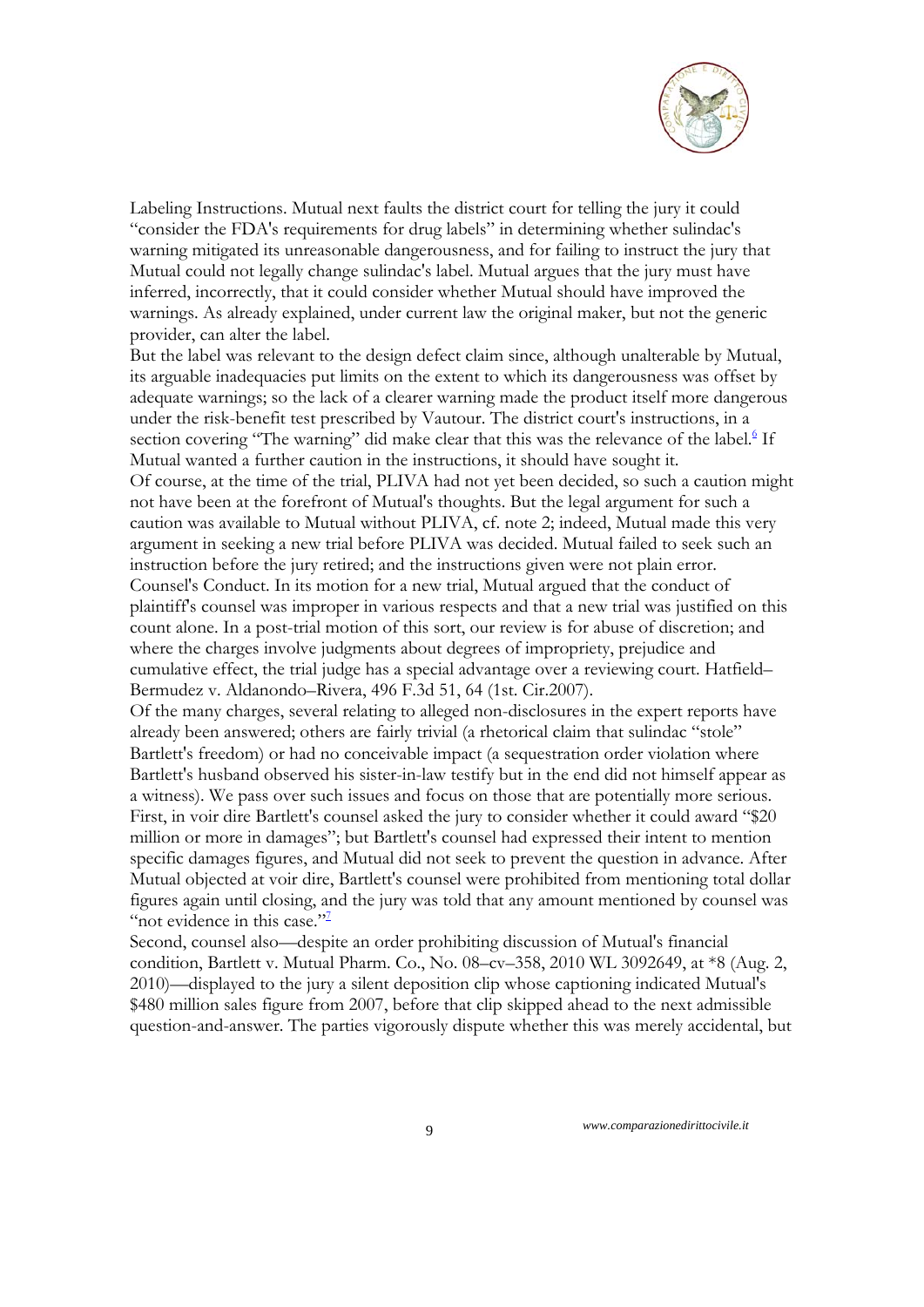Labeling Instructions. Mutual next faults the district court for telling the jury it could "consider the FDA's requirements for drug labels" in determining whether sulindac's warning mitigated its unreasonable dangerousness, and for failing to instruct the jury that Mutual could not legally change sulindac's label. Mutual argues that the jury must have inferred, incorrectly, that it could consider whether Mutual should have improved the warnings. As already explained, under current law the original maker, but not the generic provider, can alter the label.

But the label was relevant to the design defect claim since, although unalterable by Mutual, its arguable inadequacies put limits on the extent to which its dangerousness was offset by adequate warnings; so the lack of a clearer warning made the product itself more dangerous under the risk-benefit test prescribed by Vautour. The district court's instructions, in a section covering "The warning" did make clear that this was the relevance of the label.[6] If Mutual wanted a further caution in the instructions, it should have sought it.

Of course, at the time of the trial, PLIVA had not yet been decided, so such a caution might not have been at the forefront of Mutual's thoughts. But the legal argument for such a caution was available to Mutual without PLIVA, cf. note 2; indeed, Mutual made this very argument in seeking a new trial before PLIVA was decided. Mutual failed to seek such an instruction before the jury retired; and the instructions given were not plain error.

Counsel's Conduct. In its motion for a new trial, Mutual argued that the conduct of plaintiff's counsel was improper in various respects and that a new trial was justified on this count alone. In a post-trial motion of this sort, our review is for abuse of discretion; and where the charges involve judgments about degrees of impropriety, prejudice and cumulative effect, the trial judge has a special advantage over a reviewing court. Hatfield–Bermudez v. Aldanondo–Rivera, 496 F.3d 51, 64 (1st. Cir.2007).

Of the many charges, several relating to alleged non-disclosures in the expert reports have already been answered; others are fairly trivial (a rhetorical claim that sulindac "stole" Bartlett's freedom) or had no conceivable impact (a sequestration order violation where Bartlett's husband observed his sister-in-law testify but in the end did not himself appear as a witness). We pass over such issues and focus on those that are potentially more serious.

First, in voir dire Bartlett's counsel asked the jury to consider whether it could award "$20 million or more in damages"; but Bartlett's counsel had expressed their intent to mention specific damages figures, and Mutual did not seek to prevent the question in advance. After Mutual objected at voir dire, Bartlett's counsel were prohibited from mentioning total dollar figures again until closing, and the jury was told that any amount mentioned by counsel was "not evidence in this case."[7]

Second, counsel also—despite an order prohibiting discussion of Mutual's financial condition, Bartlett v. Mutual Pharm. Co., No. 08–cv–358, 2010 WL 3092649, at *8 (Aug. 2, 2010)—displayed to the jury a silent deposition clip whose captioning indicated Mutual's $480 million sales figure from 2007, before that clip skipped ahead to the next admissible question-and-answer. The parties vigorously dispute whether this was merely accidental, but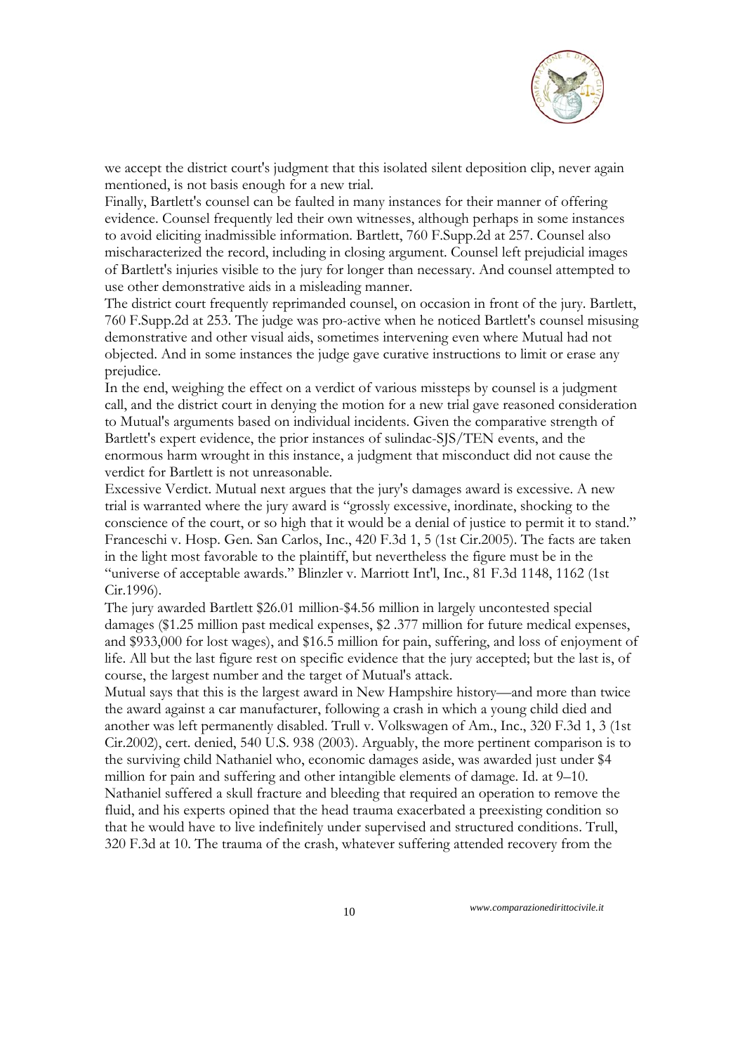we accept the district court's judgment that this isolated silent deposition clip, never again mentioned, is not basis enough for a new trial.

Finally, Bartlett's counsel can be faulted in many instances for their manner of offering evidence. Counsel frequently led their own witnesses, although perhaps in some instances to avoid eliciting inadmissible information. Bartlett, 760 F.Supp.2d at 257. Counsel also mischaracterized the record, including in closing argument. Counsel left prejudicial images of Bartlett's injuries visible to the jury for longer than necessary. And counsel attempted to use other demonstrative aids in a misleading manner.

The district court frequently reprimanded counsel, on occasion in front of the jury. Bartlett, 760 F.Supp.2d at 253. The judge was pro-active when he noticed Bartlett's counsel misusing demonstrative and other visual aids, sometimes intervening even where Mutual had not objected. And in some instances the judge gave curative instructions to limit or erase any prejudice.

In the end, weighing the effect on a verdict of various missteps by counsel is a judgment call, and the district court in denying the motion for a new trial gave reasoned consideration to Mutual's arguments based on individual incidents. Given the comparative strength of Bartlett's expert evidence, the prior instances of sulindac-SJS/TEN events, and the enormous harm wrought in this instance, a judgment that misconduct did not cause the verdict for Bartlett is not unreasonable.

Excessive Verdict. Mutual next argues that the jury's damages award is excessive. A new trial is warranted where the jury award is "grossly excessive, inordinate, shocking to the conscience of the court, or so high that it would be a denial of justice to permit it to stand." Franceschi v. Hosp. Gen. San Carlos, Inc., 420 F.3d 1, 5 (1st Cir.2005). The facts are taken in the light most favorable to the plaintiff, but nevertheless the figure must be in the "universe of acceptable awards." Blinzler v. Marriott Int'l, Inc., 81 F.3d 1148, 1162 (1st Cir.1996).

The jury awarded Bartlett $26.01 million-$4.56 million in largely uncontested special damages ($1.25 million past medical expenses, $2 .377 million for future medical expenses, and $933,000 for lost wages), and $16.5 million for pain, suffering, and loss of enjoyment of life. All but the last figure rest on specific evidence that the jury accepted; but the last is, of course, the largest number and the target of Mutual's attack.

Mutual says that this is the largest award in New Hampshire history—and more than twice the award against a car manufacturer, following a crash in which a young child died and another was left permanently disabled. Trull v. Volkswagen of Am., Inc., 320 F.3d 1, 3 (1st Cir.2002), cert. denied, 540 U.S. 938 (2003). Arguably, the more pertinent comparison is to the surviving child Nathaniel who, economic damages aside, was awarded just under $4 million for pain and suffering and other intangible elements of damage. Id. at 9–10. Nathaniel suffered a skull fracture and bleeding that required an operation to remove the fluid, and his experts opined that the head trauma exacerbated a preexisting condition so that he would have to live indefinitely under supervised and structured conditions. Trull, 320 F.3d at 10. The trauma of the crash, whatever suffering attended recovery from the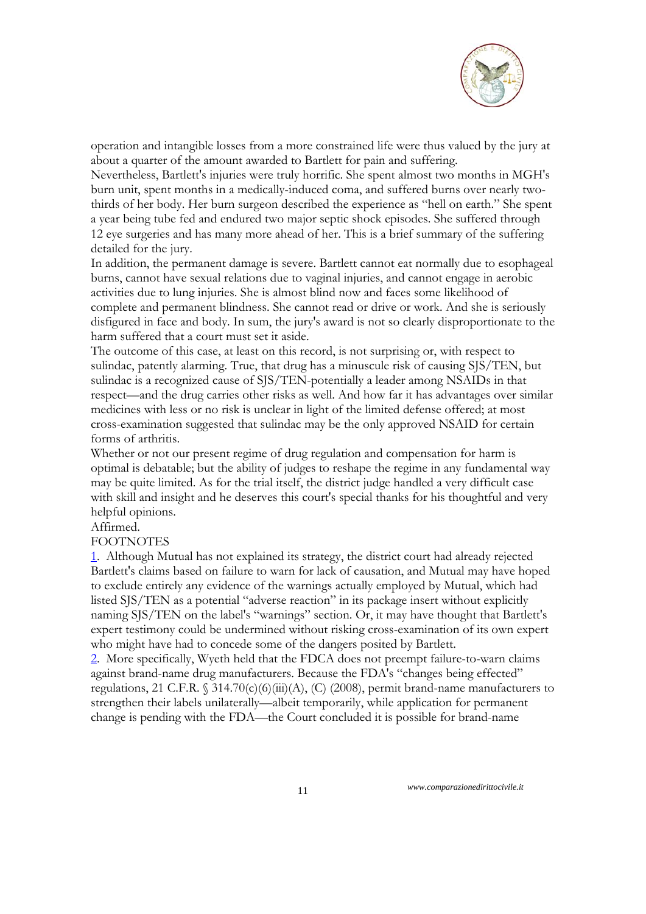operation and intangible losses from a more constrained life were thus valued by the jury at about a quarter of the amount awarded to Bartlett for pain and suffering.

Nevertheless, Bartlett's injuries were truly horrific. She spent almost two months in MGH's burn unit, spent months in a medically-induced coma, and suffered burns over nearly two-thirds of her body. Her burn surgeon described the experience as "hell on earth." She spent a year being tube fed and endured two major septic shock episodes. She suffered through 12 eye surgeries and has many more ahead of her. This is a brief summary of the suffering detailed for the jury.

In addition, the permanent damage is severe. Bartlett cannot eat normally due to esophageal burns, cannot have sexual relations due to vaginal injuries, and cannot engage in aerobic activities due to lung injuries. She is almost blind now and faces some likelihood of complete and permanent blindness. She cannot read or drive or work. And she is seriously disfigured in face and body. In sum, the jury's award is not so clearly disproportionate to the harm suffered that a court must set it aside.

The outcome of this case, at least on this record, is not surprising or, with respect to sulindac, patently alarming. True, that drug has a minuscule risk of causing SJS/TEN, but sulindac is a recognized cause of SJS/TEN-potentially a leader among NSAIDs in that respect—and the drug carries other risks as well. And how far it has advantages over similar medicines with less or no risk is unclear in light of the limited defense offered; at most cross-examination suggested that sulindac may be the only approved NSAID for certain forms of arthritis.

Whether or not our present regime of drug regulation and compensation for harm is optimal is debatable; but the ability of judges to reshape the regime in any fundamental way may be quite limited. As for the trial itself, the district judge handled a very difficult case with skill and insight and he deserves this court's special thanks for his thoughtful and very helpful opinions.

Affirmed.

FOOTNOTES

1. Although Mutual has not explained its strategy, the district court had already rejected Bartlett's claims based on failure to warn for lack of causation, and Mutual may have hoped to exclude entirely any evidence of the warnings actually employed by Mutual, which had listed SJS/TEN as a potential "adverse reaction" in its package insert without explicitly naming SJS/TEN on the label's "warnings" section. Or, it may have thought that Bartlett's expert testimony could be undermined without risking cross-examination of its own expert who might have had to concede some of the dangers posited by Bartlett.

2. More specifically, Wyeth held that the FDCA does not preempt failure-to-warn claims against brand-name drug manufacturers. Because the FDA's "changes being effected" regulations, 21 C.F.R. § 314.70(c)(6)(iii)(A), (C) (2008), permit brand-name manufacturers to strengthen their labels unilaterally—albeit temporarily, while application for permanent change is pending with the FDA—the Court concluded it is possible for brand-name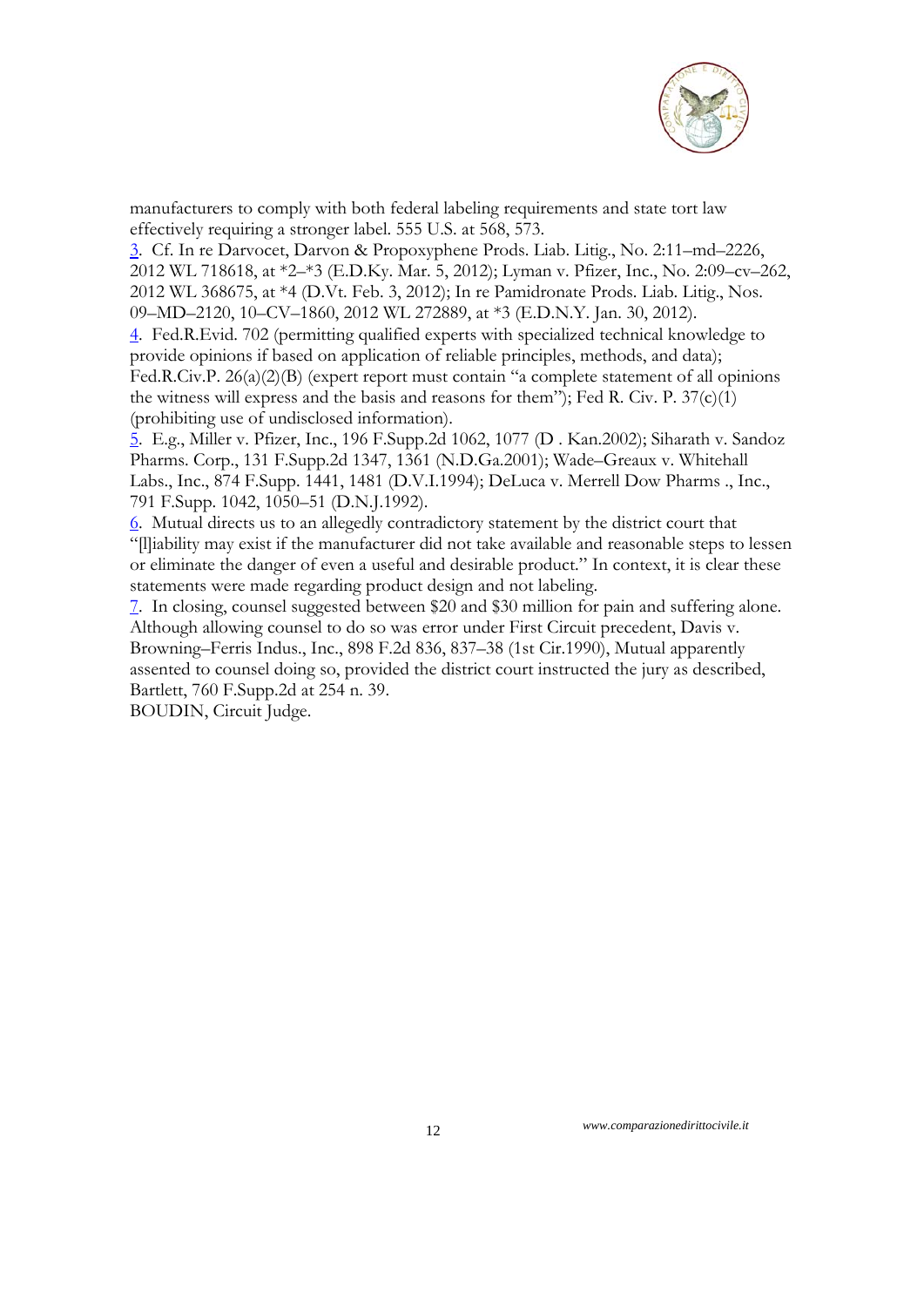manufacturers to comply with both federal labeling requirements and state tort law effectively requiring a stronger label. 555 U.S. at 568, 573.

3. Cf. In re Darvocet, Darvon & Propoxyphene Prods. Liab. Litig., No. 2:11–md–2226, 2012 WL 718618, at *2–*3 (E.D.Ky. Mar. 5, 2012); Lyman v. Pfizer, Inc., No. 2:09–cv–262, 2012 WL 368675, at *4 (D.Vt. Feb. 3, 2012); In re Pamidronate Prods. Liab. Litig., Nos. 09–MD–2120, 10–CV–1860, 2012 WL 272889, at *3 (E.D.N.Y. Jan. 30, 2012).

4. Fed.R.Evid. 702 (permitting qualified experts with specialized technical knowledge to provide opinions if based on application of reliable principles, methods, and data); Fed.R.Civ.P. 26(a)(2)(B) (expert report must contain "a complete statement of all opinions the witness will express and the basis and reasons for them"); Fed R. Civ. P. 37(c)(1) (prohibiting use of undisclosed information).

5. E.g., Miller v. Pfizer, Inc., 196 F.Supp.2d 1062, 1077 (D . Kan.2002); Siharath v. Sandoz Pharms. Corp., 131 F.Supp.2d 1347, 1361 (N.D.Ga.2001); Wade–Greaux v. Whitehall Labs., Inc., 874 F.Supp. 1441, 1481 (D.V.I.1994); DeLuca v. Merrell Dow Pharms ., Inc., 791 F.Supp. 1042, 1050–51 (D.N.J.1992).

6. Mutual directs us to an allegedly contradictory statement by the district court that "[l]iability may exist if the manufacturer did not take available and reasonable steps to lessen or eliminate the danger of even a useful and desirable product." In context, it is clear these statements were made regarding product design and not labeling.

7. In closing, counsel suggested between $20 and $30 million for pain and suffering alone. Although allowing counsel to do so was error under First Circuit precedent, Davis v. Browning–Ferris Indus., Inc., 898 F.2d 836, 837–38 (1st Cir.1990), Mutual apparently assented to counsel doing so, provided the district court instructed the jury as described, Bartlett, 760 F.Supp.2d at 254 n. 39.

BOUDIN, Circuit Judge.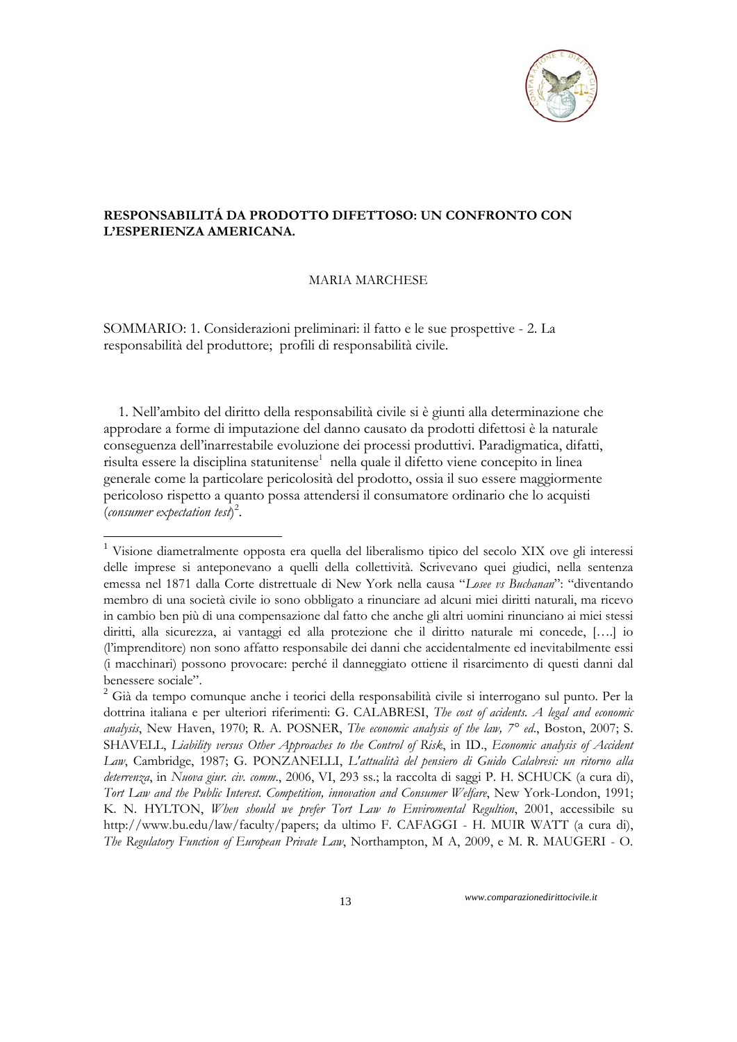**RESPONSABILITÁ DA PRODOTTO DIFETTOSO: UN CONFRONTO CON L'ESPERIENZA AMERICANA.**

MARIA MARCHESE

SOMMARIO: 1. Considerazioni preliminari: il fatto e le sue prospettive - 2. La responsabilità del produttore; profili di responsabilità civile.

1. Nell'ambito del diritto della responsabilità civile si è giunti alla determinazione che approdare a forme di imputazione del danno causato da prodotti difettosi è la naturale conseguenza dell'inarrestabile evoluzione dei processi produttivi. Paradigmatica, difatti, risulta essere la disciplina statunitense[1] nella quale il difetto viene concepito in linea generale come la particolare pericolosità del prodotto, ossia il suo essere maggiormente pericoloso rispetto a quanto possa attendersi il consumatore ordinario che lo acquisti (*consumer expectation test*)[2].

---

[1] Visione diametralmente opposta era quella del liberalismo tipico del secolo XIX ove gli interessi delle imprese si anteponevano a quelli della collettività. Scrivevano quei giudici, nella sentenza emessa nel 1871 dalla Corte distrettuale di New York nella causa "*Losee vs Buchanan*": "diventando membro di una società civile io sono obbligato a rinunciare ad alcuni miei diritti naturali, ma ricevo in cambio ben più di una compensazione dal fatto che anche gli altri uomini rinunciano ai miei stessi diritti, alla sicurezza, ai vantaggi ed alla protezione che il diritto naturale mi concede, [….] io (l'imprenditore) non sono affatto responsabile dei danni che accidentalmente ed inevitabilmente essi (i macchinari) possono provocare: perché il danneggiato ottiene il risarcimento di questi danni dal benessere sociale".

[2] Già da tempo comunque anche i teorici della responsabilità civile si interrogano sul punto. Per la dottrina italiana e per ulteriori riferimenti: G. CALABRESI, *The cost of accidents. A legal and economic analysis*, New Haven, 1970; R. A. POSNER, *The economic analysis of the law, 7° ed*., Boston, 2007; S. SHAVELL, *Liability versus Other Approaches to the Control of Risk*, in ID., *Economic analysis of Accident Law*, Cambridge, 1987; G. PONZANELLI, *L'attualità del pensiero di Guido Calabresi: un ritorno alla deterrenza*, in *Nuova giur. civ. comm*., 2006, VI, 293 ss.; la raccolta di saggi P. H. SCHUCK (a cura di), *Tort Law and the Public Interest. Competition, innovation and Consumer Welfare*, New York-London, 1991; K. N. HYLTON, *When should we prefer Tort Law to Enviromental Regultion*, 2001, accessibile su http://www.bu.edu/law/faculty/papers; da ultimo F. CAFAGGI - H. MUIR WATT (a cura di), *The Regulatory Function of European Private Law*, Northampton, M A, 2009, e M. R. MAUGERI - O.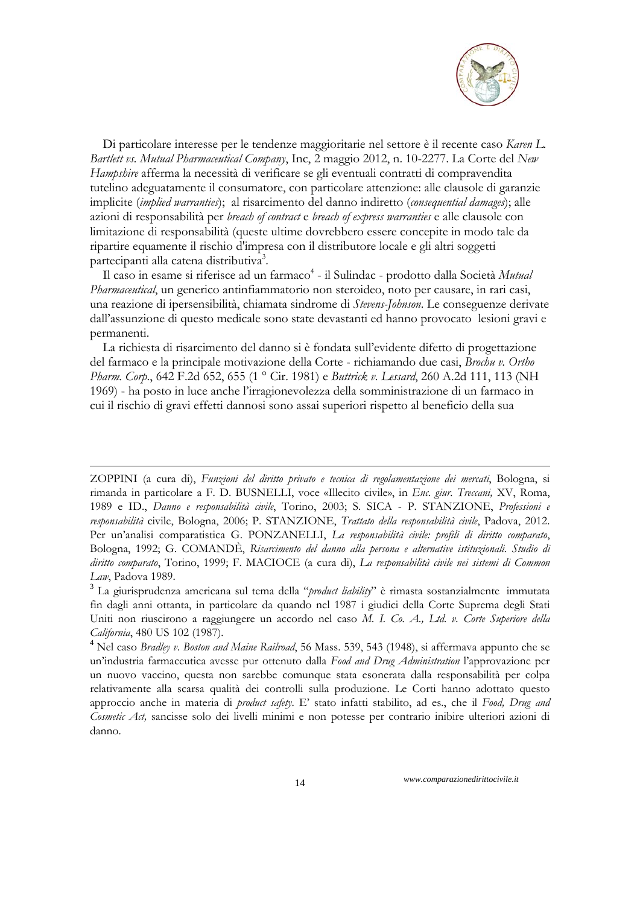Di particolare interesse per le tendenze maggioritarie nel settore è il recente caso *Karen L. Bartlett vs. Mutual Pharmaceutical Company*, Inc, 2 maggio 2012, n. 10-2277. La Corte del *New Hampshire* afferma la necessità di verificare se gli eventuali contratti di compravendita tutelino adeguatamente il consumatore, con particolare attenzione: alle clausole di garanzie implicite (*implied warranties*); al risarcimento del danno indiretto (*consequential damages*); alle azioni di responsabilità per *breach of contract* e *breach of express warranties* e alle clausole con limitazione di responsabilità (queste ultime dovrebbero essere concepite in modo tale da ripartire equamente il rischio d'impresa con il distributore locale e gli altri soggetti partecipanti alla catena distributiva[3].

Il caso in esame si riferisce ad un farmaco[4] - il Sulindac - prodotto dalla Società *Mutual Pharmaceutical*, un generico antinfiammatorio non steroideo, noto per causare, in rari casi, una reazione di ipersensibilità, chiamata sindrome di *Stevens-Johnson*. Le conseguenze derivate dall'assunzione di questo medicale sono state devastanti ed hanno provocato lesioni gravi e permanenti.

La richiesta di risarcimento del danno si è fondata sull'evidente difetto di progettazione del farmaco e la principale motivazione della Corte - richiamando due casi, *Brochu v. Ortho Pharm. Corp.*, 642 F.2d 652, 655 (1 ° Cir. 1981) e *Buttrick v. Lessard*, 260 A.2d 111, 113 (NH 1969) - ha posto in luce anche l'irragionevolezza della somministrazione di un farmaco in cui il rischio di gravi effetti dannosi sono assai superiori rispetto al beneficio della sua

---

ZOPPINI (a cura di), *Funzioni del diritto privato e tecnica di regolamentazione dei mercati*, Bologna, si rimanda in particolare a F. D. BUSNELLI, voce «Illecito civile», in *Enc. giur. Treccani,* XV, Roma, 1989 e ID., *Danno e responsabilità civile*, Torino, 2003; S. SICA - P. STANZIONE, *Professioni e responsabilità* civile, Bologna, 2006; P. STANZIONE, *Trattato della responsabilità civile*, Padova, 2012. Per un'analisi comparatistica G. PONZANELLI, *La responsabilità civile: profili di diritto comparato*, Bologna, 1992; G. COMANDÈ, *Risarcimento del danno alla persona e alternative istituzionali. Studio di diritto comparato*, Torino, 1999; F. MACIOCE (a cura di), *La responsabilità civile nei sistemi di Common Law*, Padova 1989.

[3] La giurisprudenza americana sul tema della "*product liability*" è rimasta sostanzialmente immutata fin dagli anni ottanta, in particolare da quando nel 1987 i giudici della Corte Suprema degli Stati Uniti non riuscirono a raggiungere un accordo nel caso *M. I. Co. A., Ltd. v. Corte Superiore della California*, 480 US 102 (1987).

[4] Nel caso *Bradley v. Boston and Maine Railroad*, 56 Mass. 539, 543 (1948), si affermava appunto che se un'industria farmaceutica avesse pur ottenuto dalla *Food and Drug Administration* l'approvazione per un nuovo vaccino, questa non sarebbe comunque stata esonerata dalla responsabilità per colpa relativamente alla scarsa qualità dei controlli sulla produzione. Le Corti hanno adottato questo approccio anche in materia di *product safety*. E' stato infatti stabilito, ad es., che il *Food, Drug and Cosmetic Act,* sancisse solo dei livelli minimi e non potesse per contrario inibire ulteriori azioni di danno.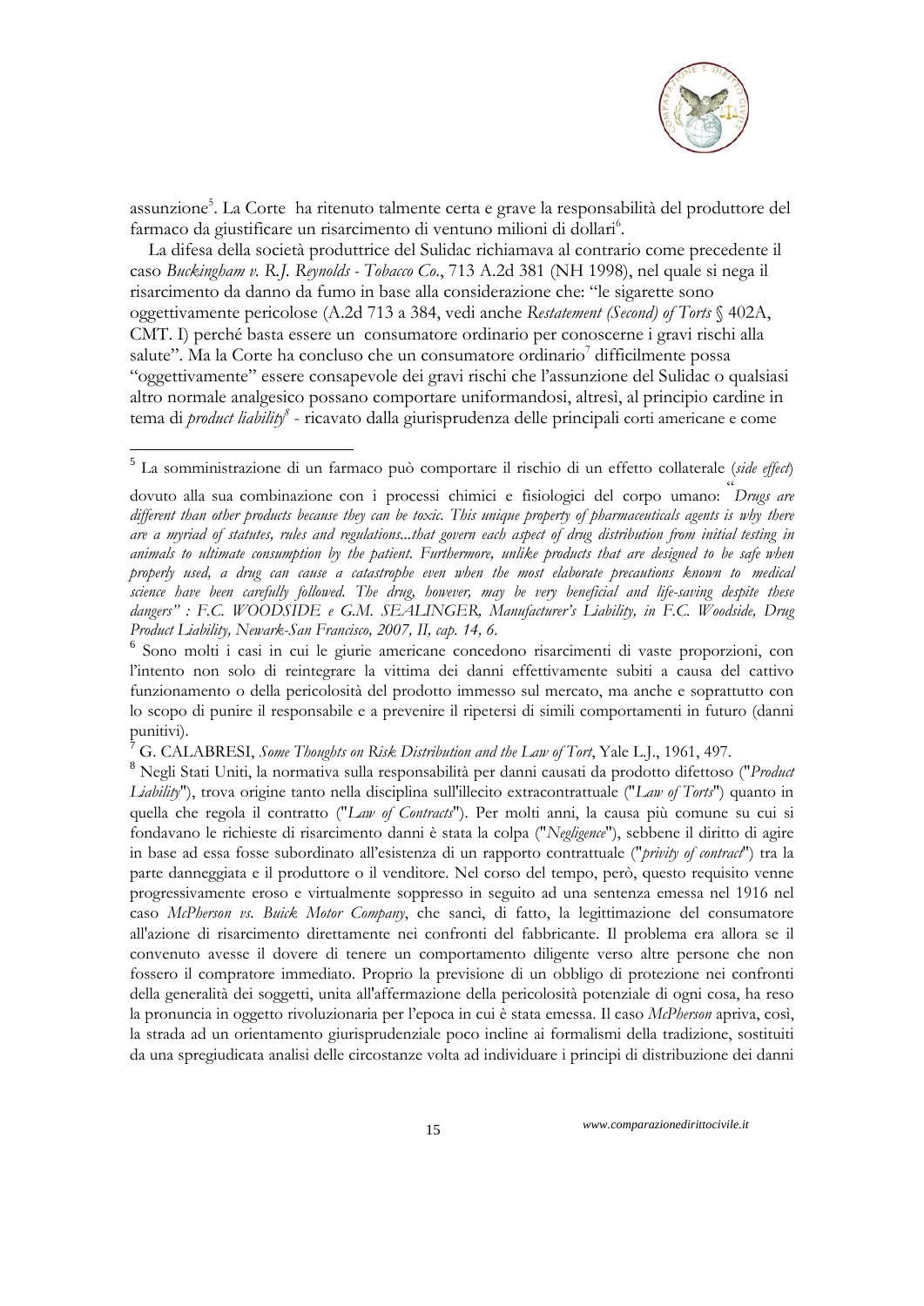assunzione[5]. La Corte ha ritenuto talmente certa e grave la responsabilità del produttore del farmaco da giustificare un risarcimento di ventuno milioni di dollari[6].

La difesa della società produttrice del Sulidac richiamava al contrario come precedente il caso *Buckingham v. R.J. Reynolds - Tobacco Co.*, 713 A.2d 381 (NH 1998), nel quale si nega il risarcimento da danno da fumo in base alla considerazione che: "le sigarette sono oggettivamente pericolose (A.2d 713 a 384, vedi anche *Restatement (Second) of Torts* § 402A, CMT. I) perché basta essere un consumatore ordinario per conoscerne i gravi rischi alla salute". Ma la Corte ha concluso che un consumatore ordinario[7] difficilmente possa "oggettivamente" essere consapevole dei gravi rischi che l'assunzione del Sulidac o qualsiasi altro normale analgesico possano comportare uniformandosi, altresì, al principio cardine in tema di *product liability*[8] - ricavato dalla giurisprudenza delle principali corti americane e come

---

[5] La somministrazione di un farmaco può comportare il rischio di un effetto collaterale (*side effect*) dovuto alla sua combinazione con i processi chimici e fisiologici del corpo umano: "*Drugs are different than other products because they can be toxic. This unique property of pharmaceuticals agents is why there are a myriad of statutes, rules and regulations...that govern each aspect of drug distribution from initial testing in animals to ultimate consumption by the patient. Furthermore, unlike products that are designed to be safe when properly used, a drug can cause a catastrophe even when the most elaborate precautions known to medical science have been carefully followed. The drug, however, may be very beneficial and life-saving despite these dangers" : F.C. WOODSIDE e G.M. SEALINGER, Manufacturer's Liability, in F.C. Woodside, Drug Product Liability, Newark-San Francisco, 2007, II, cap. 14, 6.*

[6] Sono molti i casi in cui le giurie americane concedono risarcimenti di vaste proporzioni, con l'intento non solo di reintegrare la vittima dei danni effettivamente subiti a causa del cattivo funzionamento o della pericolosità del prodotto immesso sul mercato, ma anche e soprattutto con lo scopo di punire il responsabile e a prevenire il ripetersi di simili comportamenti in futuro (danni punitivi).

[7] G. CALABRESI, *Some Thoughts on Risk Distribution and the Law of Tort*, Yale L.J., 1961, 497.

[8] Negli Stati Uniti, la normativa sulla responsabilità per danni causati da prodotto difettoso ("*Product Liability*"), trova origine tanto nella disciplina sull'illecito extracontrattuale ("*Law of Torts*") quanto in quella che regola il contratto ("*Law of Contracts*"). Per molti anni, la causa più comune su cui si fondavano le richieste di risarcimento danni è stata la colpa ("*Negligence*"), sebbene il diritto di agire in base ad essa fosse subordinato all'esistenza di un rapporto contrattuale ("*privity of contract*") tra la parte danneggiata e il produttore o il venditore. Nel corso del tempo, però, questo requisito venne progressivamente eroso e virtualmente soppresso in seguito ad una sentenza emessa nel 1916 nel caso *McPherson vs. Buick Motor Company*, che sancì, di fatto, la legittimazione del consumatore all'azione di risarcimento direttamente nei confronti del fabbricante. Il problema era allora se il convenuto avesse il dovere di tenere un comportamento diligente verso altre persone che non fossero il compratore immediato. Proprio la previsione di un obbligo di protezione nei confronti della generalità dei soggetti, unita all'affermazione della pericolosità potenziale di ogni cosa, ha reso la pronuncia in oggetto rivoluzionaria per l'epoca in cui è stata emessa. Il caso *McPherson* apriva, così, la strada ad un orientamento giurisprudenziale poco incline ai formalismi della tradizione, sostituiti da una spregiudicata analisi delle circostanze volta ad individuare i principi di distribuzione dei danni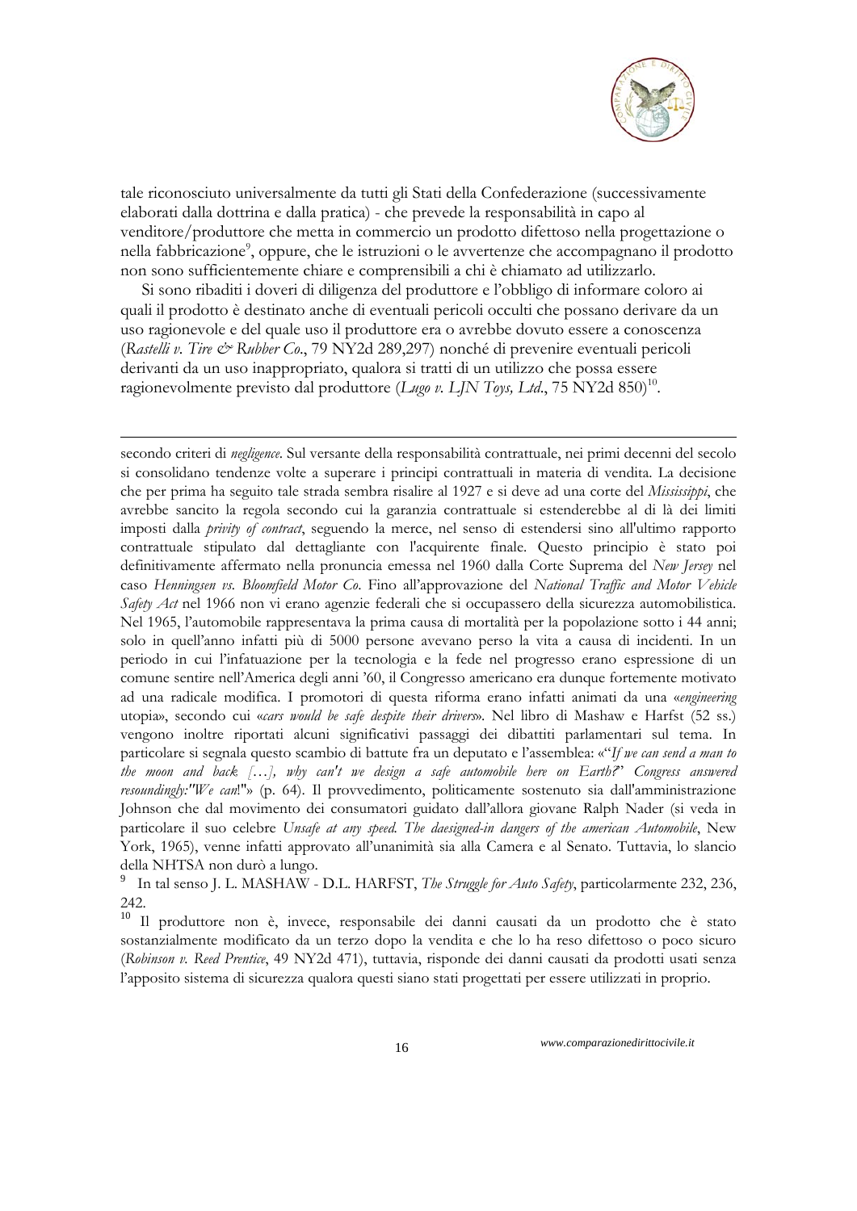tale riconosciuto universalmente da tutti gli Stati della Confederazione (successivamente elaborati dalla dottrina e dalla pratica) - che prevede la responsabilità in capo al venditore/produttore che metta in commercio un prodotto difettoso nella progettazione o nella fabbricazione[9], oppure, che le istruzioni o le avvertenze che accompagnano il prodotto non sono sufficientemente chiare e comprensibili a chi è chiamato ad utilizzarlo.

Si sono ribaditi i doveri di diligenza del produttore e l'obbligo di informare coloro ai quali il prodotto è destinato anche di eventuali pericoli occulti che possano derivare da un uso ragionevole e del quale uso il produttore era o avrebbe dovuto essere a conoscenza (*Rastelli v. Tire & Rubber Co.*, 79 NY2d 289,297) nonché di prevenire eventuali pericoli derivanti da un uso inappropriato, qualora si tratti di un utilizzo che possa essere ragionevolmente previsto dal produttore (*Lugo v. LJN Toys, Ltd.*, 75 NY2d 850)[10].

---

secondo criteri di *negligence*. Sul versante della responsabilità contrattuale, nei primi decenni del secolo si consolidano tendenze volte a superare i principi contrattuali in materia di vendita. La decisione che per prima ha seguito tale strada sembra risalire al 1927 e si deve ad una corte del *Mississippi*, che avrebbe sancito la regola secondo cui la garanzia contrattuale si estenderebbe al di là dei limiti imposti dalla *privity of contract*, seguendo la merce, nel senso di estendersi sino all'ultimo rapporto contrattuale stipulato dal dettagliante con l'acquirente finale. Questo principio è stato poi definitivamente affermato nella pronuncia emessa nel 1960 dalla Corte Suprema del *New Jersey* nel caso *Henningsen vs. Bloomfield Motor Co.* Fino all'approvazione del *National Traffic and Motor Vehicle Safety Act* nel 1966 non vi erano agenzie federali che si occupassero della sicurezza automobilistica. Nel 1965, l'automobile rappresentava la prima causa di mortalità per la popolazione sotto i 44 anni; solo in quell'anno infatti più di 5000 persone avevano perso la vita a causa di incidenti. In un periodo in cui l'infatuazione per la tecnologia e la fede nel progresso erano espressione di un comune sentire nell'America degli anni '60, il Congresso americano era dunque fortemente motivato ad una radicale modifica. I promotori di questa riforma erano infatti animati da una «*engineering* utopia», secondo cui «*cars would be safe despite their drivers*». Nel libro di Mashaw e Harfst (52 ss.) vengono inoltre riportati alcuni significativi passaggi dei dibattiti parlamentari sul tema. In particolare si segnala questo scambio di battute fra un deputato e l'assemblea: «"*If we can send a man to the moon and back […], why can't we design a safe automobile here on Earth?" Congress answered resoundingly:"We can*!"» (p. 64). Il provvedimento, politicamente sostenuto sia dall'amministrazione Johnson che dal movimento dei consumatori guidato dall'allora giovane Ralph Nader (si veda in particolare il suo celebre *Unsafe at any speed. The daesigned-in dangers of the american Automobile*, New York, 1965), venne infatti approvato all'unanimità sia alla Camera e al Senato. Tuttavia, lo slancio della NHTSA non durò a lungo.

[9] In tal senso J. L. MASHAW - D.L. HARFST, *The Struggle for Auto Safety*, particolarmente 232, 236, 242.

[10] Il produttore non è, invece, responsabile dei danni causati da un prodotto che è stato sostanzialmente modificato da un terzo dopo la vendita e che lo ha reso difettoso o poco sicuro (*Robinson v. Reed Prentice*, 49 NY2d 471), tuttavia, risponde dei danni causati da prodotti usati senza l'apposito sistema di sicurezza qualora questi siano stati progettati per essere utilizzati in proprio.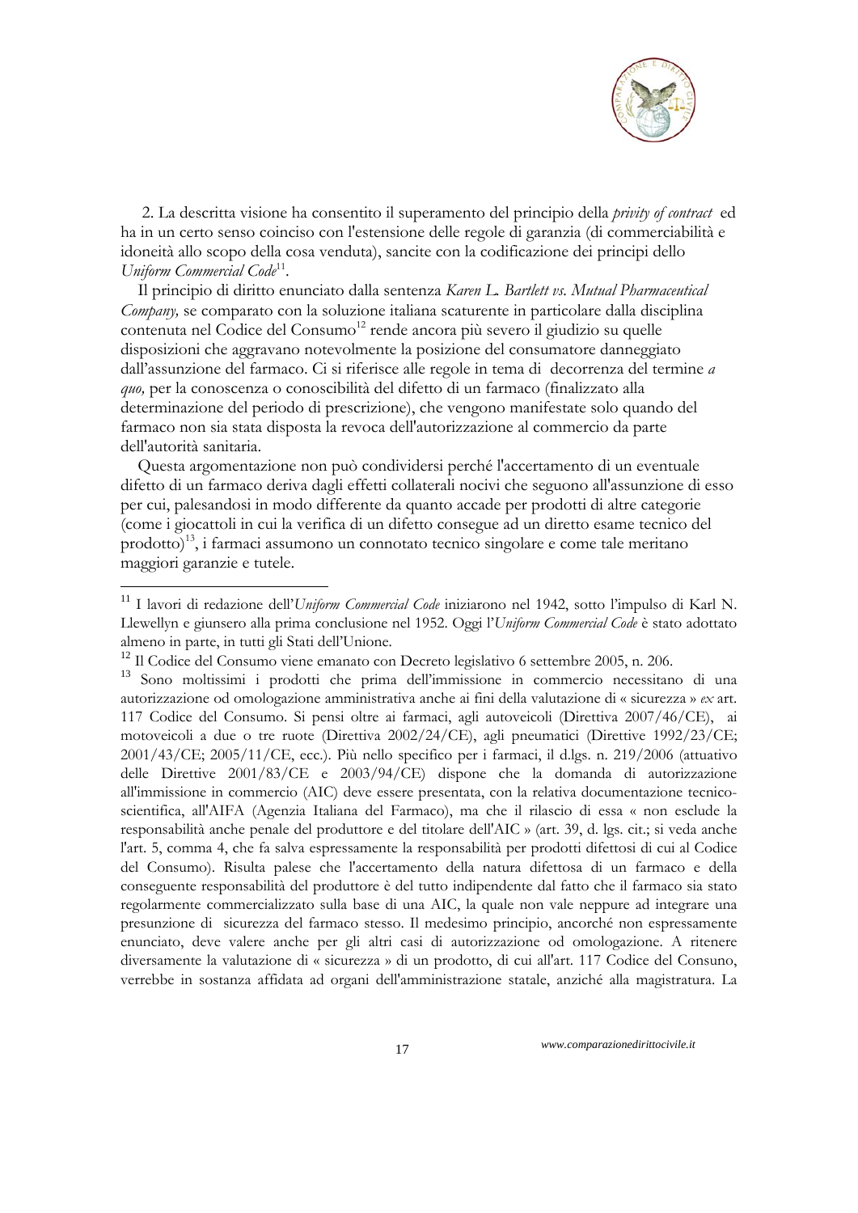2. La descritta visione ha consentito il superamento del principio della *privity of contract* ed ha in un certo senso coinciso con l'estensione delle regole di garanzia (di commerciabilità e idoneità allo scopo della cosa venduta), sancite con la codificazione dei principi dello *Uniform Commercial Code*[11].

Il principio di diritto enunciato dalla sentenza *Karen L. Bartlett vs. Mutual Pharmaceutical Company,* se comparato con la soluzione italiana scaturente in particolare dalla disciplina contenuta nel Codice del Consumo[12] rende ancora più severo il giudizio su quelle disposizioni che aggravano notevolmente la posizione del consumatore danneggiato dall'assunzione del farmaco. Ci si riferisce alle regole in tema di decorrenza del termine *a quo,* per la conoscenza o conoscibilità del difetto di un farmaco (finalizzato alla determinazione del periodo di prescrizione), che vengono manifestate solo quando del farmaco non sia stata disposta la revoca dell'autorizzazione al commercio da parte dell'autorità sanitaria.

Questa argomentazione non può condividersi perché l'accertamento di un eventuale difetto di un farmaco deriva dagli effetti collaterali nocivi che seguono all'assunzione di esso per cui, palesandosi in modo differente da quanto accade per prodotti di altre categorie (come i giocattoli in cui la verifica di un difetto consegue ad un diretto esame tecnico del prodotto)[13], i farmaci assumono un connotato tecnico singolare e come tale meritano maggiori garanzie e tutele.

---

[11] I lavori di redazione dell'*Uniform Commercial Code* iniziarono nel 1942, sotto l'impulso di Karl N. Llewellyn e giunsero alla prima conclusione nel 1952. Oggi l'*Uniform Commercial Code* è stato adottato almeno in parte, in tutti gli Stati dell'Unione.

[12] Il Codice del Consumo viene emanato con Decreto legislativo 6 settembre 2005, n. 206.

[13] Sono moltissimi i prodotti che prima dell'immissione in commercio necessitano di una autorizzazione od omologazione amministrativa anche ai fini della valutazione di « sicurezza » *ex* art. 117 Codice del Consumo. Si pensi oltre ai farmaci, agli autoveicoli (Direttiva 2007/46/CE), ai motoveicoli a due o tre ruote (Direttiva 2002/24/CE), agli pneumatici (Direttive 1992/23/CE; 2001/43/CE; 2005/11/CE, ecc.). Più nello specifico per i farmaci, il d.lgs. n. 219/2006 (attuativo delle Direttive 2001/83/CE e 2003/94/CE) dispone che la domanda di autorizzazione all'immissione in commercio (AIC) deve essere presentata, con la relativa documentazione tecnico-scientifica, all'AIFA (Agenzia Italiana del Farmaco), ma che il rilascio di essa « non esclude la responsabilità anche penale del produttore e del titolare dell'AIC » (art. 39, d. lgs. cit.; si veda anche l'art. 5, comma 4, che fa salva espressamente la responsabilità per prodotti difettosi di cui al Codice del Consumo). Risulta palese che l'accertamento della natura difettosa di un farmaco e della conseguente responsabilità del produttore è del tutto indipendente dal fatto che il farmaco sia stato regolarmente commercializzato sulla base di una AIC, la quale non vale neppure ad integrare una presunzione di sicurezza del farmaco stesso. Il medesimo principio, ancorché non espressamente enunciato, deve valere anche per gli altri casi di autorizzazione od omologazione. A ritenere diversamente la valutazione di « sicurezza » di un prodotto, di cui all'art. 117 Codice del Consuno, verrebbe in sostanza affidata ad organi dell'amministrazione statale, anziché alla magistratura. La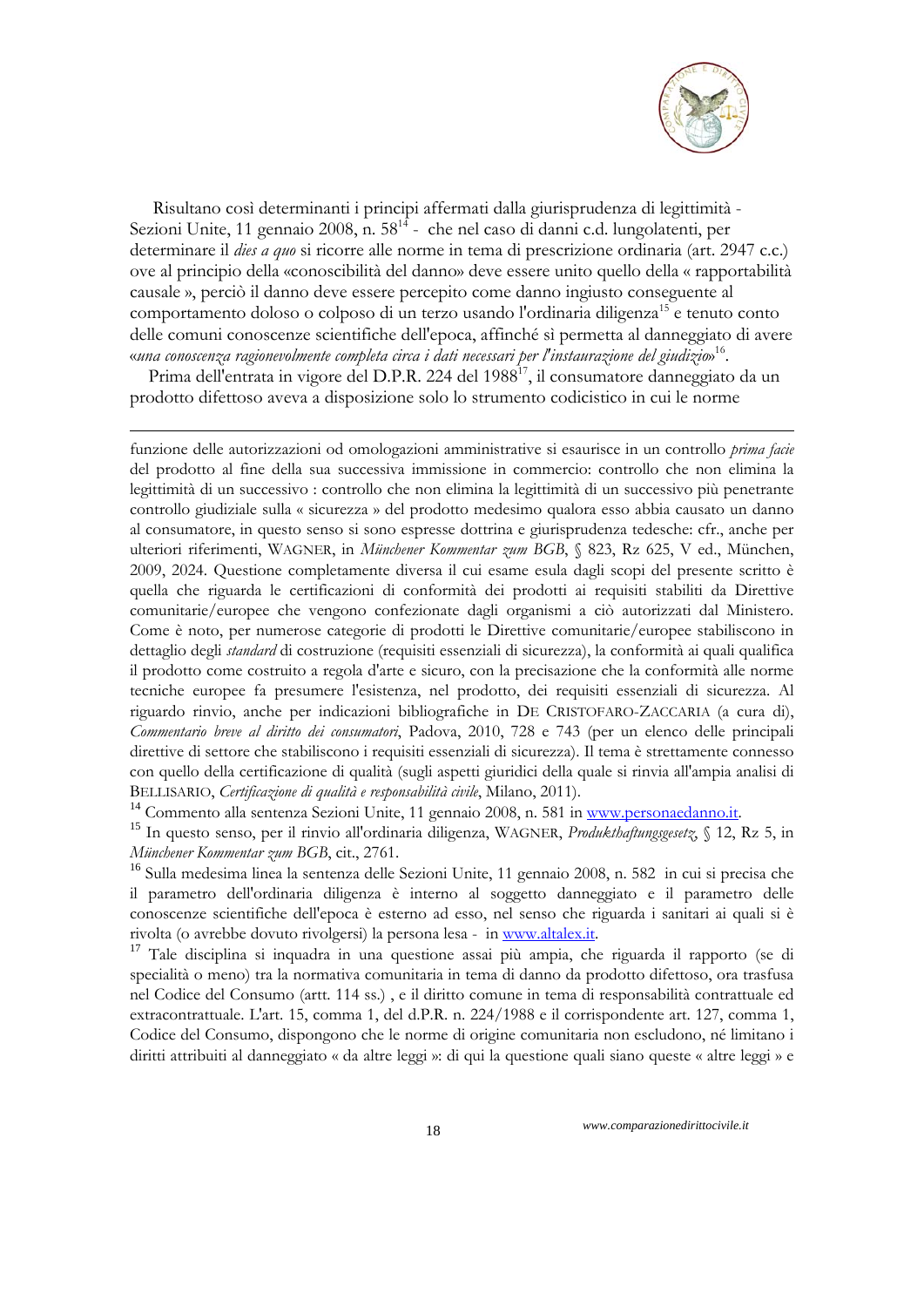Risultano così determinanti i principi affermati dalla giurisprudenza di legittimità - Sezioni Unite, 11 gennaio 2008, n. 58[14] - che nel caso di danni c.d. lungolatenti, per determinare il *dies a quo* si ricorre alle norme in tema di prescrizione ordinaria (art. 2947 c.c.) ove al principio della «conoscibilità del danno» deve essere unito quello della « rapportabilità causale », perciò il danno deve essere percepito come danno ingiusto conseguente al comportamento doloso o colposo di un terzo usando l'ordinaria diligenza[15] e tenuto conto delle comuni conoscenze scientifiche dell'epoca, affinché si permetta al danneggiato di avere «*una conoscenza ragionevolmente completa circa i dati necessari per l'instaurazione del giudizio*»[16].

Prima dell'entrata in vigore del D.P.R. 224 del 1988[17], il consumatore danneggiato da un prodotto difettoso aveva a disposizione solo lo strumento codicistico in cui le norme

---

funzione delle autorizzazioni od omologazioni amministrative si esaurisce in un controllo *prima facie* del prodotto al fine della sua successiva immissione in commercio: controllo che non elimina la legittimità di un successivo : controllo che non elimina la legittimità di un successivo più penetrante controllo giudiziale sulla « sicurezza » del prodotto medesimo qualora esso abbia causato un danno al consumatore, in questo senso si sono espresse dottrina e giurisprudenza tedesche: cfr., anche per ulteriori riferimenti, WAGNER, in *Münchener Kommentar zum BGB*, § 823, Rz 625, V ed., München, 2009, 2024. Questione completamente diversa il cui esame esula dagli scopi del presente scritto è quella che riguarda le certificazioni di conformità dei prodotti ai requisiti stabiliti da Direttive comunitarie/europee che vengono confezionate dagli organismi a ciò autorizzati dal Ministero. Come è noto, per numerose categorie di prodotti le Direttive comunitarie/europee stabiliscono in dettaglio degli *standard* di costruzione (requisiti essenziali di sicurezza), la conformità ai quali qualifica il prodotto come costruito a regola d'arte e sicuro, con la precisazione che la conformità alle norme tecniche europee fa presumere l'esistenza, nel prodotto, dei requisiti essenziali di sicurezza. Al riguardo rinvio, anche per indicazioni bibliografiche in DE CRISTOFARO-ZACCARIA (a cura di), *Commentario breve al diritto dei consumatori*, Padova, 2010, 728 e 743 (per un elenco delle principali direttive di settore che stabiliscono i requisiti essenziali di sicurezza). Il tema è strettamente connesso con quello della certificazione di qualità (sugli aspetti giuridici della quale si rinvia all'ampia analisi di BELLISARIO, *Certificazione di qualità e responsabilità civile*, Milano, 2011).

[14] Commento alla sentenza Sezioni Unite, 11 gennaio 2008, n. 581 in www.personaedanno.it.

[15] In questo senso, per il rinvio all'ordinaria diligenza, WAGNER, *Produkthaftungsgesetz*, § 12, Rz 5, in *Münchener Kommentar zum BGB*, cit., 2761.

[16] Sulla medesima linea la sentenza delle Sezioni Unite, 11 gennaio 2008, n. 582 in cui si precisa che il parametro dell'ordinaria diligenza è interno al soggetto danneggiato e il parametro delle conoscenze scientifiche dell'epoca è esterno ad esso, nel senso che riguarda i sanitari ai quali si è rivolta (o avrebbe dovuto rivolgersi) la persona lesa - in www.altalex.it.

[17] Tale disciplina si inquadra in una questione assai più ampia, che riguarda il rapporto (se di specialità o meno) tra la normativa comunitaria in tema di danno da prodotto difettoso, ora trasfusa nel Codice del Consumo (artt. 114 ss.) , e il diritto comune in tema di responsabilità contrattuale ed extracontrattuale. L'art. 15, comma 1, del d.P.R. n. 224/1988 e il corrispondente art. 127, comma 1, Codice del Consumo, dispongono che le norme di origine comunitaria non escludono, né limitano i diritti attribuiti al danneggiato « da altre leggi »: di qui la questione quali siano queste « altre leggi » e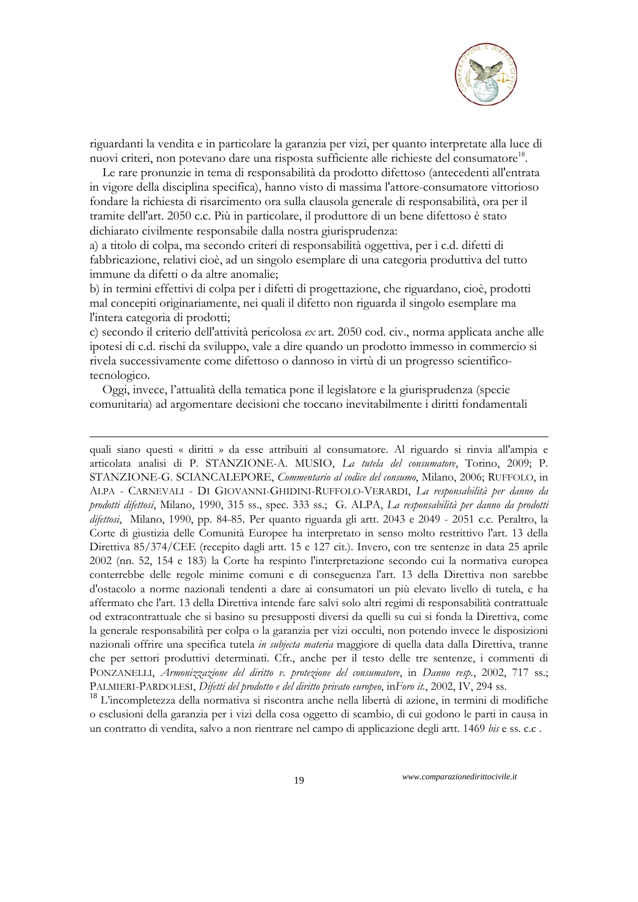riguardanti la vendita e in particolare la garanzia per vizi, per quanto interpretate alla luce di nuovi criteri, non potevano dare una risposta sufficiente alle richieste del consumatore[18].

Le rare pronunzie in tema di responsabilità da prodotto difettoso (antecedenti all'entrata in vigore della disciplina specifica), hanno visto di massima l'attore-consumatore vittorioso fondare la richiesta di risarcimento ora sulla clausola generale di responsabilità, ora per il tramite dell'art. 2050 c.c. Più in particolare, il produttore di un bene difettoso è stato dichiarato civilmente responsabile dalla nostra giurisprudenza:

a) a titolo di colpa, ma secondo criteri di responsabilità oggettiva, per i c.d. difetti di fabbricazione, relativi cioè, ad un singolo esemplare di una categoria produttiva del tutto immune da difetti o da altre anomalie;

b) in termini effettivi di colpa per i difetti di progettazione, che riguardano, cioè, prodotti mal concepiti originariamente, nei quali il difetto non riguarda il singolo esemplare ma l'intera categoria di prodotti;

c) secondo il criterio dell'attività pericolosa *ex* art. 2050 cod. civ., norma applicata anche alle ipotesi di c.d. rischi da sviluppo, vale a dire quando un prodotto immesso in commercio si rivela successivamente come difettoso o dannoso in virtù di un progresso scientifico-tecnologico.

Oggi, invece, l'attualità della tematica pone il legislatore e la giurisprudenza (specie comunitaria) ad argomentare decisioni che toccano inevitabilmente i diritti fondamentali

---

quali siano questi « diritti » da esse attribuiti al consumatore. Al riguardo si rinvia all'ampia e articolata analisi di P. STANZIONE-A. MUSIO, *La tutela del consumatore*, Torino, 2009; P. STANZIONE-G. SCIANCALEPORE, *Commentario al codice del consumo*, Milano, 2006; RUFFOLO, in ALPA - CARNEVALI - DI GIOVANNI-GHIDINI-RUFFOLO-VERARDI, *La responsabilità per danno da prodotti difettosi*, Milano, 1990, 315 ss., spec. 333 ss.; G. ALPA, *La responsabilità per danno da prodotti difettosi*, Milano, 1990, pp. 84-85. Per quanto riguarda gli artt. 2043 e 2049 - 2051 c.c. Peraltro, la Corte di giustizia delle Comunità Europee ha interpretato in senso molto restrittivo l'art. 13 della Direttiva 85/374/CEE (recepito dagli artt. 15 e 127 cit.). Invero, con tre sentenze in data 25 aprile 2002 (nn. 52, 154 e 183) la Corte ha respinto l'interpretazione secondo cui la normativa europea conterrebbe delle regole minime comuni e di conseguenza l'art. 13 della Direttiva non sarebbe d'ostacolo a norme nazionali tendenti a dare ai consumatori un più elevato livello di tutela, e ha affermato che l'art. 13 della Direttiva intende fare salvi solo altri regimi di responsabilità contrattuale od extracontrattuale che si basino su presupposti diversi da quelli su cui si fonda la Direttiva, come la generale responsabilità per colpa o la garanzia per vizi occulti, non potendo invece le disposizioni nazionali offrire una specifica tutela *in subjecta materia* maggiore di quella data dalla Direttiva, tranne che per settori produttivi determinati. Cfr., anche per il testo delle tre sentenze, i commenti di PONZANELLI, *Armonizzazione del diritto v. protezione del consumatore*, in *Danno resp.*, 2002, 717 ss.; PALMIERI-PARDOLESI, *Difetti del prodotto e del diritto privato europeo*, in*Foro it.*, 2002, IV, 294 ss.

[18] L'incompletezza della normativa si riscontra anche nella libertà di azione, in termini di modifiche o esclusioni della garanzia per i vizi della cosa oggetto di scambio, di cui godono le parti in causa in un contratto di vendita, salvo a non rientrare nel campo di applicazione degli artt. 1469 *bis* e ss. c.c .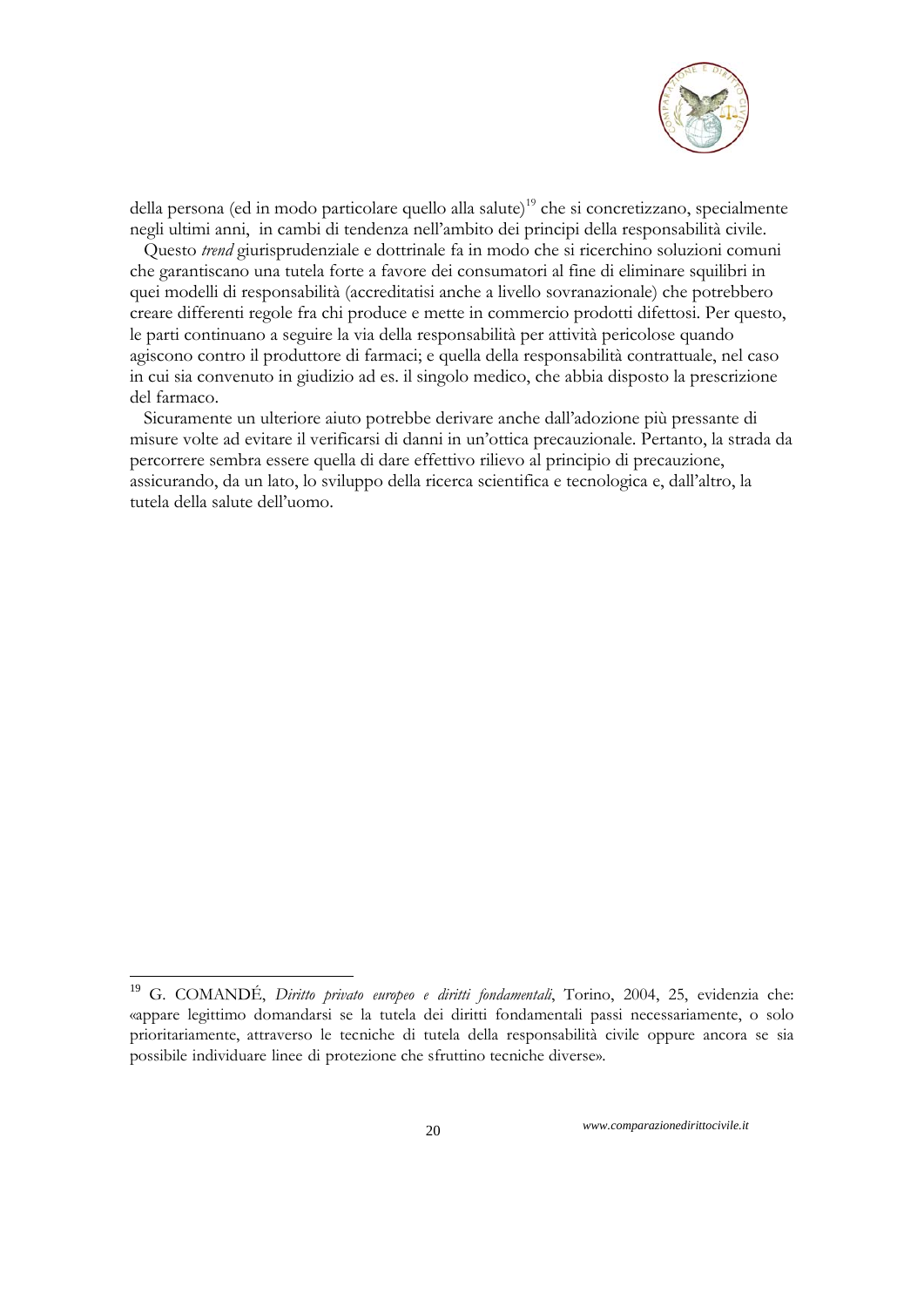della persona (ed in modo particolare quello alla salute)[19] che si concretizzano, specialmente negli ultimi anni, in cambi di tendenza nell'ambito dei principi della responsabilità civile.

Questo *trend* giurisprudenziale e dottrinale fa in modo che si ricerchino soluzioni comuni che garantiscano una tutela forte a favore dei consumatori al fine di eliminare squilibri in quei modelli di responsabilità (accreditatisi anche a livello sovranazionale) che potrebbero creare differenti regole fra chi produce e mette in commercio prodotti difettosi. Per questo, le parti continuano a seguire la via della responsabilità per attività pericolose quando agiscono contro il produttore di farmaci; e quella della responsabilità contrattuale, nel caso in cui sia convenuto in giudizio ad es. il singolo medico, che abbia disposto la prescrizione del farmaco.

Sicuramente un ulteriore aiuto potrebbe derivare anche dall'adozione più pressante di misure volte ad evitare il verificarsi di danni in un'ottica precauzionale. Pertanto, la strada da percorrere sembra essere quella di dare effettivo rilievo al principio di precauzione, assicurando, da un lato, lo sviluppo della ricerca scientifica e tecnologica e, dall'altro, la tutela della salute dell'uomo.

---

[19] G. COMANDÉ, *Diritto privato europeo e diritti fondamentali*, Torino, 2004, 25, evidenzia che: «appare legittimo domandarsi se la tutela dei diritti fondamentali passi necessariamente, o solo prioritariamente, attraverso le tecniche di tutela della responsabilità civile oppure ancora se sia possibile individuare linee di protezione che sfruttino tecniche diverse».